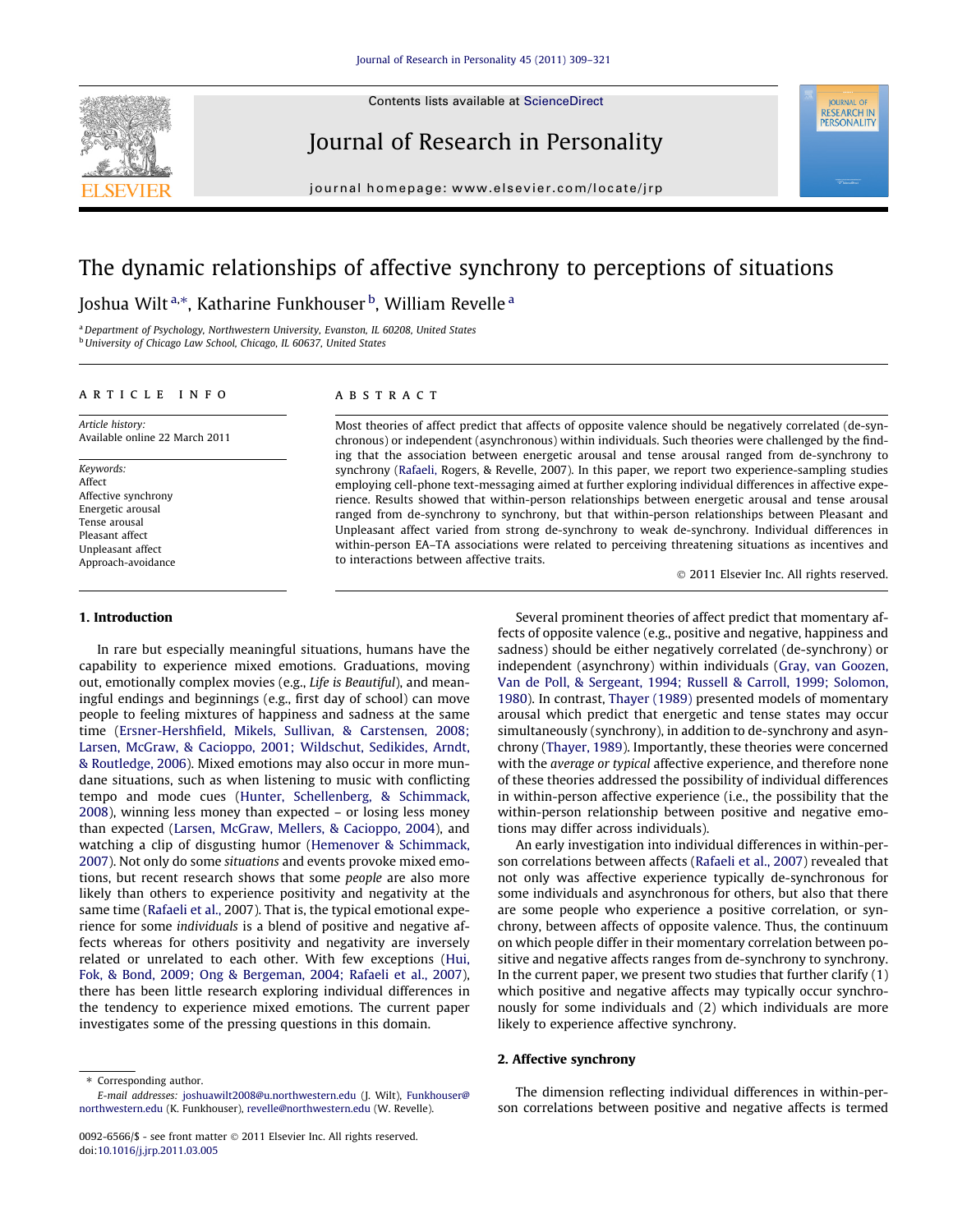# The dynamic relationships of affective synchrony to perceptions of situations

Joshua Wilt [a,*], Katharine Funkhouser [b], William Revelle [a]

[a] Department of Psychology, Northwestern University, Evanston, IL 60208, United States
[b] University of Chicago Law School, Chicago, IL 60637, United States

## ARTICLE INFO

*Article history:*
Available online 22 March 2011

*Keywords:*
Affect
Affective synchrony
Energetic arousal
Tense arousal
Pleasant affect
Unpleasant affect
Approach-avoidance

## ABSTRACT

Most theories of affect predict that affects of opposite valence should be negatively correlated (de-synchronous) or independent (asynchronous) within individuals. Such theories were challenged by the finding that the association between energetic arousal and tense arousal ranged from de-synchrony to synchrony (Rafaeli, Rogers, & Revelle, 2007). In this paper, we report two experience-sampling studies employing cell-phone text-messaging aimed at further exploring individual differences in affective experience. Results showed that within-person relationships between energetic arousal and tense arousal ranged from de-synchrony to synchrony, but that within-person relationships between Pleasant and Unpleasant affect varied from strong de-synchrony to weak de-synchrony. Individual differences in within-person EA–TA associations were related to perceiving threatening situations as incentives and to interactions between affective traits.

© 2011 Elsevier Inc. All rights reserved.

## 1. Introduction

In rare but especially meaningful situations, humans have the capability to experience mixed emotions. Graduations, moving out, emotionally complex movies (e.g., *Life is Beautiful*), and meaningful endings and beginnings (e.g., first day of school) can move people to feeling mixtures of happiness and sadness at the same time (Ersner-Hershfield, Mikels, Sullivan, & Carstensen, 2008; Larsen, McGraw, & Cacioppo, 2001; Wildschut, Sedikides, Arndt, & Routledge, 2006). Mixed emotions may also occur in more mundane situations, such as when listening to music with conflicting tempo and mode cues (Hunter, Schellenberg, & Schimmack, 2008), winning less money than expected – or losing less money than expected (Larsen, McGraw, Mellers, & Cacioppo, 2004), and watching a clip of disgusting humor (Hemenover & Schimmack, 2007). Not only do *situations* and events provoke mixed emotions, but recent research shows that some *people* are also more likely than others to experience positivity and negativity at the same time (Rafaeli et al., 2007). That is, the typical emotional experience for some *individuals* is a blend of positive and negative affects whereas for others positivity and negativity are inversely related or unrelated to each other. With few exceptions (Hui, Fok, & Bond, 2009; Ong & Bergeman, 2004; Rafaeli et al., 2007), there has been little research exploring individual differences in the tendency to experience mixed emotions. The current paper investigates some of the pressing questions in this domain.

Several prominent theories of affect predict that momentary affects of opposite valence (e.g., positive and negative, happiness and sadness) should be either negatively correlated (de-synchrony) or independent (asynchrony) within individuals (Gray, van Goozen, Van de Poll, & Sergeant, 1994; Russell & Carroll, 1999; Solomon, 1980). In contrast, Thayer (1989) presented models of momentary arousal which predict that energetic and tense states may occur simultaneously (synchrony), in addition to de-synchrony and asynchrony (Thayer, 1989). Importantly, these theories were concerned with the *average or typical* affective experience, and therefore none of these theories addressed the possibility of individual differences in within-person affective experience (i.e., the possibility that the within-person relationship between positive and negative emotions may differ across individuals).

An early investigation into individual differences in within-person correlations between affects (Rafaeli et al., 2007) revealed that not only was affective experience typically de-synchronous for some individuals and asynchronous for others, but also that there are some people who experience a positive correlation, or synchrony, between affects of opposite valence. Thus, the continuum on which people differ in their momentary correlation between positive and negative affects ranges from de-synchrony to synchrony. In the current paper, we present two studies that further clarify (1) which positive and negative affects may typically occur synchronously for some individuals and (2) which individuals are more likely to experience affective synchrony.

## 2. Affective synchrony

The dimension reflecting individual differences in within-person correlations between positive and negative affects is termed

---

* Corresponding author.
*E-mail addresses:* joshuawilt2008@u.northwestern.edu (J. Wilt), Funkhouser@northwestern.edu (K. Funkhouser), revelle@northwestern.edu (W. Revelle).

0092-6566/$ - see front matter © 2011 Elsevier Inc. All rights reserved.
doi:10.1016/j.jrp.2011.03.005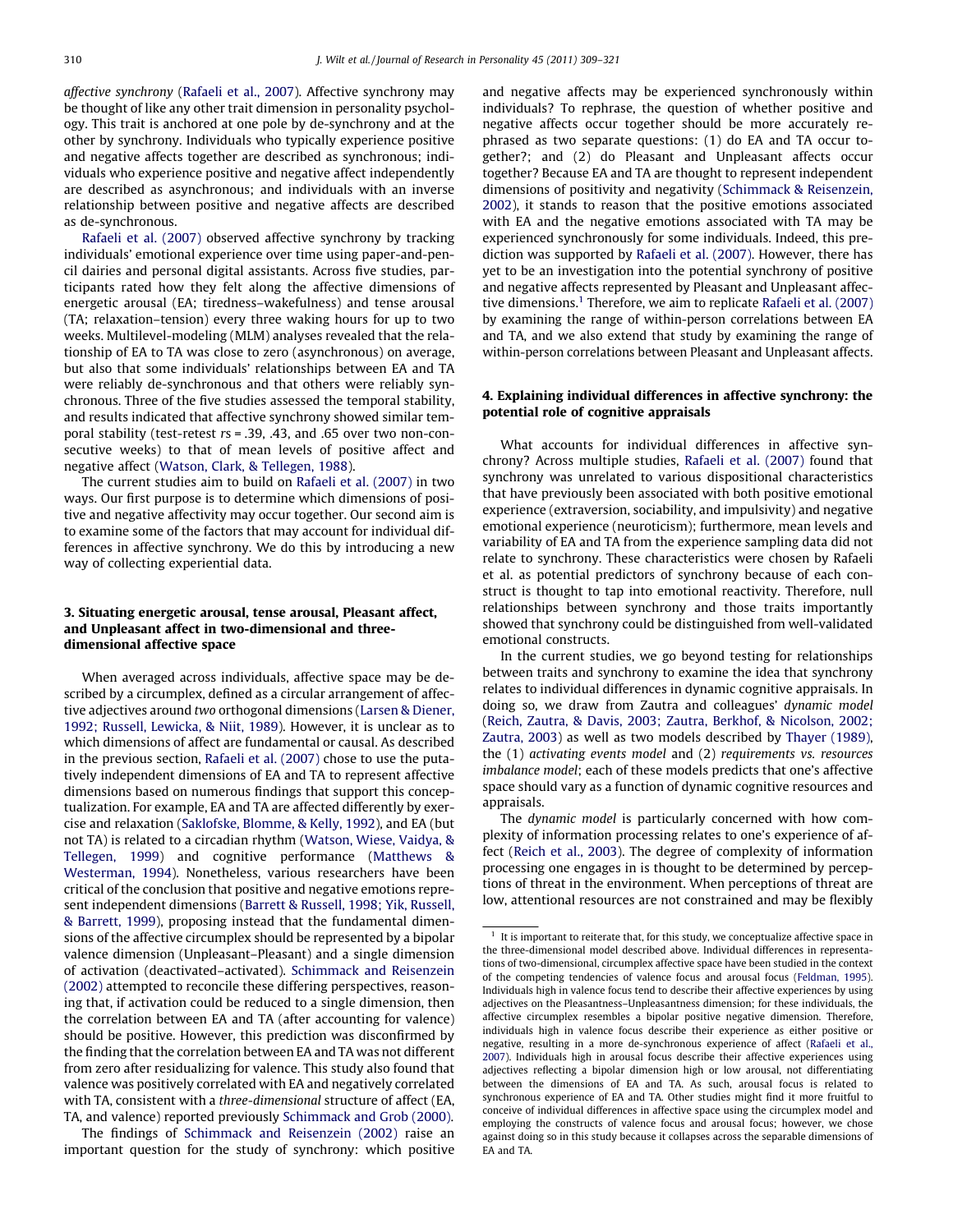*affective synchrony* (Rafaeli et al., 2007). Affective synchrony may be thought of like any other trait dimension in personality psychology. This trait is anchored at one pole by de-synchrony and at the other by synchrony. Individuals who typically experience positive and negative affects together are described as synchronous; individuals who experience positive and negative affect independently are described as asynchronous; and individuals with an inverse relationship between positive and negative affects are described as de-synchronous.

Rafaeli et al. (2007) observed affective synchrony by tracking individuals' emotional experience over time using paper-and-pencil dairies and personal digital assistants. Across five studies, participants rated how they felt along the affective dimensions of energetic arousal (EA; tiredness–wakefulness) and tense arousal (TA; relaxation–tension) every three waking hours for up to two weeks. Multilevel-modeling (MLM) analyses revealed that the relationship of EA to TA was close to zero (asynchronous) on average, but also that some individuals' relationships between EA and TA were reliably de-synchronous and that others were reliably synchronous. Three of the five studies assessed the temporal stability, and results indicated that affective synchrony showed similar temporal stability (test-retest $rs$ = .39, .43, and .65 over two non-consecutive weeks) to that of mean levels of positive affect and negative affect (Watson, Clark, & Tellegen, 1988).

The current studies aim to build on Rafaeli et al. (2007) in two ways. Our first purpose is to determine which dimensions of positive and negative affectivity may occur together. Our second aim is to examine some of the factors that may account for individual differences in affective synchrony. We do this by introducing a new way of collecting experiential data.

## 3. Situating energetic arousal, tense arousal, Pleasant affect, and Unpleasant affect in two-dimensional and three-dimensional affective space

When averaged across individuals, affective space may be described by a circumplex, defined as a circular arrangement of affective adjectives around *two* orthogonal dimensions (Larsen & Diener, 1992; Russell, Lewicka, & Niit, 1989). However, it is unclear as to which dimensions of affect are fundamental or causal. As described in the previous section, Rafaeli et al. (2007) chose to use the putatively independent dimensions of EA and TA to represent affective dimensions based on numerous findings that support this conceptualization. For example, EA and TA are affected differently by exercise and relaxation (Saklofske, Blomme, & Kelly, 1992), and EA (but not TA) is related to a circadian rhythm (Watson, Wiese, Vaidya, & Tellegen, 1999) and cognitive performance (Matthews & Westerman, 1994). Nonetheless, various researchers have been critical of the conclusion that positive and negative emotions represent independent dimensions (Barrett & Russell, 1998; Yik, Russell, & Barrett, 1999), proposing instead that the fundamental dimensions of the affective circumplex should be represented by a bipolar valence dimension (Unpleasant–Pleasant) and a single dimension of activation (deactivated–activated). Schimmack and Reisenzein (2002) attempted to reconcile these differing perspectives, reasoning that, if activation could be reduced to a single dimension, then the correlation between EA and TA (after accounting for valence) should be positive. However, this prediction was disconfirmed by the finding that the correlation between EA and TA was not different from zero after residualizing for valence. This study also found that valence was positively correlated with EA and negatively correlated with TA, consistent with a *three-dimensional* structure of affect (EA, TA, and valence) reported previously Schimmack and Grob (2000).

The findings of Schimmack and Reisenzein (2002) raise an important question for the study of synchrony: which positive and negative affects may be experienced synchronously within individuals? To rephrase, the question of whether positive and negative affects occur together should be more accurately rephrased as two separate questions: (1) do EA and TA occur together?; and (2) do Pleasant and Unpleasant affects occur together? Because EA and TA are thought to represent independent dimensions of positivity and negativity (Schimmack & Reisenzein, 2002), it stands to reason that the positive emotions associated with EA and the negative emotions associated with TA may be experienced synchronously for some individuals. Indeed, this prediction was supported by Rafaeli et al. (2007). However, there has yet to be an investigation into the potential synchrony of positive and negative affects represented by Pleasant and Unpleasant affective dimensions.[1] Therefore, we aim to replicate Rafaeli et al. (2007) by examining the range of within-person correlations between EA and TA, and we also extend that study by examining the range of within-person correlations between Pleasant and Unpleasant affects.

## 4. Explaining individual differences in affective synchrony: the potential role of cognitive appraisals

What accounts for individual differences in affective synchrony? Across multiple studies, Rafaeli et al. (2007) found that synchrony was unrelated to various dispositional characteristics that have previously been associated with both positive emotional experience (extraversion, sociability, and impulsivity) and negative emotional experience (neuroticism); furthermore, mean levels and variability of EA and TA from the experience sampling data did not relate to synchrony. These characteristics were chosen by Rafaeli et al. as potential predictors of synchrony because of each construct is thought to tap into emotional reactivity. Therefore, null relationships between synchrony and those traits importantly showed that synchrony could be distinguished from well-validated emotional constructs.

In the current studies, we go beyond testing for relationships between traits and synchrony to examine the idea that synchrony relates to individual differences in dynamic cognitive appraisals. In doing so, we draw from Zautra and colleagues' *dynamic model* (Reich, Zautra, & Davis, 2003; Zautra, Berkhof, & Nicolson, 2002; Zautra, 2003) as well as two models described by Thayer (1989), the (1) *activating events model* and (2) *requirements vs. resources imbalance model*; each of these models predicts that one's affective space should vary as a function of dynamic cognitive resources and appraisals.

The *dynamic model* is particularly concerned with how complexity of information processing relates to one's experience of affect (Reich et al., 2003). The degree of complexity of information processing one engages in is thought to be determined by perceptions of threat in the environment. When perceptions of threat are low, attentional resources are not constrained and may be flexibly

[1] It is important to reiterate that, for this study, we conceptualize affective space in the three-dimensional model described above. Individual differences in representations of two-dimensional, circumplex affective space have been studied in the context of the competing tendencies of valence focus and arousal focus (Feldman, 1995). Individuals high in valence focus tend to describe their affective experiences by using adjectives on the Pleasantness–Unpleasantness dimension; for these individuals, the affective circumplex resembles a bipolar positive negative dimension. Therefore, individuals high in valence focus describe their experience as either positive or negative, resulting in a more de-synchronous experience of affect (Rafaeli et al., 2007). Individuals high in arousal focus describe their affective experiences using adjectives reflecting a bipolar dimension high or low arousal, not differentiating between the dimensions of EA and TA. As such, arousal focus is related to synchronous experience of EA and TA. Other studies might find it more fruitful to conceive of individual differences in affective space using the circumplex model and employing the constructs of valence focus and arousal focus; however, we chose against doing so in this study because it collapses across the separable dimensions of EA and TA.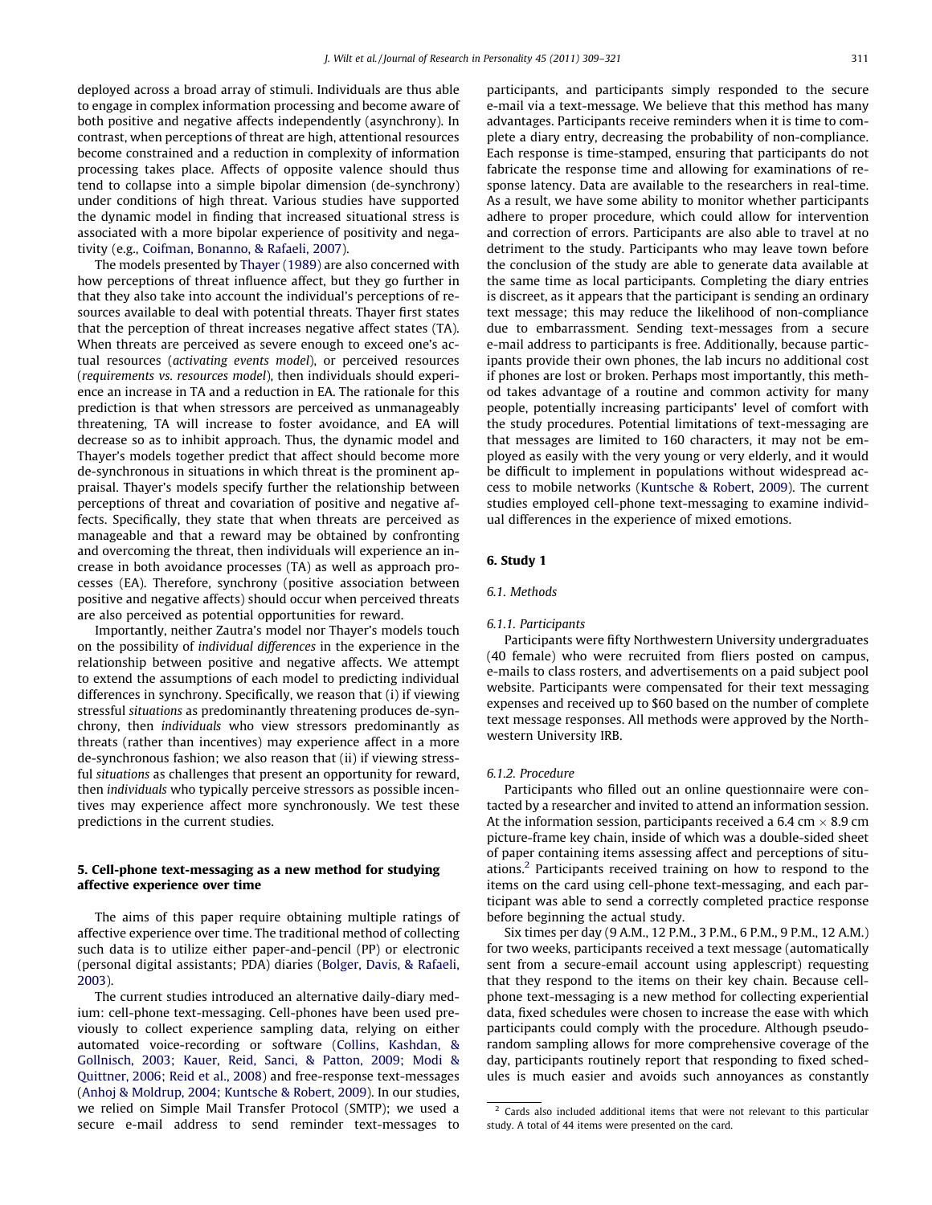deployed across a broad array of stimuli. Individuals are thus able to engage in complex information processing and become aware of both positive and negative affects independently (asynchrony). In contrast, when perceptions of threat are high, attentional resources become constrained and a reduction in complexity of information processing takes place. Affects of opposite valence should thus tend to collapse into a simple bipolar dimension (de-synchrony) under conditions of high threat. Various studies have supported the dynamic model in finding that increased situational stress is associated with a more bipolar experience of positivity and negativity (e.g., Coifman, Bonanno, & Rafaeli, 2007).

The models presented by Thayer (1989) are also concerned with how perceptions of threat influence affect, but they go further in that they also take into account the individual's perceptions of resources available to deal with potential threats. Thayer first states that the perception of threat increases negative affect states (TA). When threats are perceived as severe enough to exceed one's actual resources (*activating events model*), or perceived resources (*requirements vs. resources model*), then individuals should experience an increase in TA and a reduction in EA. The rationale for this prediction is that when stressors are perceived as unmanageably threatening, TA will increase to foster avoidance, and EA will decrease so as to inhibit approach. Thus, the dynamic model and Thayer's models together predict that affect should become more de-synchronous in situations in which threat is the prominent appraisal. Thayer's models specify further the relationship between perceptions of threat and covariation of positive and negative affects. Specifically, they state that when threats are perceived as manageable and that a reward may be obtained by confronting and overcoming the threat, then individuals will experience an increase in both avoidance processes (TA) as well as approach processes (EA). Therefore, synchrony (positive association between positive and negative affects) should occur when perceived threats are also perceived as potential opportunities for reward.

Importantly, neither Zautra's model nor Thayer's models touch on the possibility of *individual differences* in the experience in the relationship between positive and negative affects. We attempt to extend the assumptions of each model to predicting individual differences in synchrony. Specifically, we reason that (i) if viewing stressful *situations* as predominantly threatening produces de-synchrony, then *individuals* who view stressors predominantly as threats (rather than incentives) may experience affect in a more de-synchronous fashion; we also reason that (ii) if viewing stressful *situations* as challenges that present an opportunity for reward, then *individuals* who typically perceive stressors as possible incentives may experience affect more synchronously. We test these predictions in the current studies.

## 5. Cell-phone text-messaging as a new method for studying affective experience over time

The aims of this paper require obtaining multiple ratings of affective experience over time. The traditional method of collecting such data is to utilize either paper-and-pencil (PP) or electronic (personal digital assistants; PDA) diaries (Bolger, Davis, & Rafaeli, 2003).

The current studies introduced an alternative daily-diary medium: cell-phone text-messaging. Cell-phones have been used previously to collect experience sampling data, relying on either automated voice-recording or software (Collins, Kashdan, & Gollnisch, 2003; Kauer, Reid, Sanci, & Patton, 2009; Modi & Quittner, 2006; Reid et al., 2008) and free-response text-messages (Anhoj & Moldrup, 2004; Kuntsche & Robert, 2009). In our studies, we relied on Simple Mail Transfer Protocol (SMTP); we used a secure e-mail address to send reminder text-messages to participants, and participants simply responded to the secure e-mail via a text-message. We believe that this method has many advantages. Participants receive reminders when it is time to complete a diary entry, decreasing the probability of non-compliance. Each response is time-stamped, ensuring that participants do not fabricate the response time and allowing for examinations of response latency. Data are available to the researchers in real-time. As a result, we have some ability to monitor whether participants adhere to proper procedure, which could allow for intervention and correction of errors. Participants are also able to travel at no detriment to the study. Participants who may leave town before the conclusion of the study are able to generate data available at the same time as local participants. Completing the diary entries is discreet, as it appears that the participant is sending an ordinary text message; this may reduce the likelihood of non-compliance due to embarrassment. Sending text-messages from a secure e-mail address to participants is free. Additionally, because participants provide their own phones, the lab incurs no additional cost if phones are lost or broken. Perhaps most importantly, this method takes advantage of a routine and common activity for many people, potentially increasing participants' level of comfort with the study procedures. Potential limitations of text-messaging are that messages are limited to 160 characters, it may not be employed as easily with the very young or very elderly, and it would be difficult to implement in populations without widespread access to mobile networks (Kuntsche & Robert, 2009). The current studies employed cell-phone text-messaging to examine individual differences in the experience of mixed emotions.

## 6. Study 1

### 6.1. Methods

#### 6.1.1. Participants

Participants were fifty Northwestern University undergraduates (40 female) who were recruited from fliers posted on campus, e-mails to class rosters, and advertisements on a paid subject pool website. Participants were compensated for their text messaging expenses and received up to $60 based on the number of complete text message responses. All methods were approved by the Northwestern University IRB.

#### 6.1.2. Procedure

Participants who filled out an online questionnaire were contacted by a researcher and invited to attend an information session. At the information session, participants received a 6.4 cm × 8.9 cm picture-frame key chain, inside of which was a double-sided sheet of paper containing items assessing affect and perceptions of situations.[2] Participants received training on how to respond to the items on the card using cell-phone text-messaging, and each participant was able to send a correctly completed practice response before beginning the actual study.

Six times per day (9 A.M., 12 P.M., 3 P.M., 6 P.M., 9 P.M., 12 A.M.) for two weeks, participants received a text message (automatically sent from a secure-email account using applescript) requesting that they respond to the items on their key chain. Because cell-phone text-messaging is a new method for collecting experiential data, fixed schedules were chosen to increase the ease with which participants could comply with the procedure. Although pseudo-random sampling allows for more comprehensive coverage of the day, participants routinely report that responding to fixed schedules is much easier and avoids such annoyances as constantly

[2] Cards also included additional items that were not relevant to this particular study. A total of 44 items were presented on the card.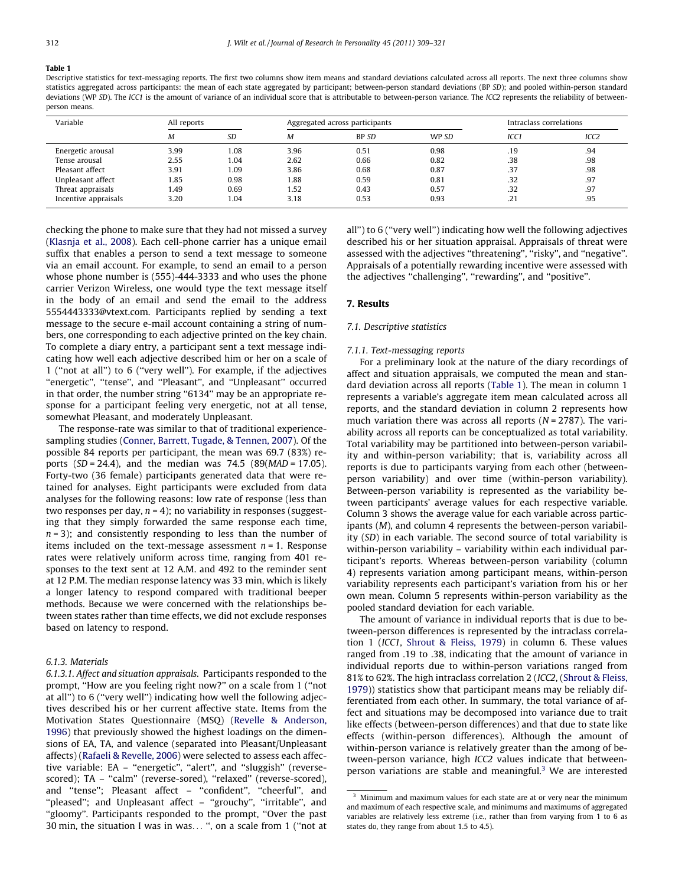**Table 1**

Descriptive statistics for text-messaging reports. The first two columns show item means and standard deviations calculated across all reports. The next three columns show statistics aggregated across participants: the mean of each state aggregated by participant; between-person standard deviations (BP *SD*); and pooled within-person standard deviations (WP *SD*). The *ICC1* is the amount of variance of an individual score that is attributable to between-person variance. The *ICC2* represents the reliability of between-person means.

| Variable | All reports | | Aggregated across participants | | | Intraclass correlations | |
|---|---|---|---|---|---|---|---|
| | *M* | *SD* | *M* | BP *SD* | WP *SD* | *ICC1* | *ICC2* |
| Energetic arousal | 3.99 | 1.08 | 3.96 | 0.51 | 0.98 | .19 | .94 |
| Tense arousal | 2.55 | 1.04 | 2.62 | 0.66 | 0.82 | .38 | .98 |
| Pleasant affect | 3.91 | 1.09 | 3.86 | 0.68 | 0.87 | .37 | .98 |
| Unpleasant affect | 1.85 | 0.98 | 1.88 | 0.59 | 0.81 | .32 | .97 |
| Threat appraisals | 1.49 | 0.69 | 1.52 | 0.43 | 0.57 | .32 | .97 |
| Incentive appraisals | 3.20 | 1.04 | 3.18 | 0.53 | 0.93 | .21 | .95 |

checking the phone to make sure that they had not missed a survey (Klasnja et al., 2008). Each cell-phone carrier has a unique email suffix that enables a person to send a text message to someone via an email account. For example, to send an email to a person whose phone number is (555)-444-3333 and who uses the phone carrier Verizon Wireless, one would type the text message itself in the body of an email and send the email to the address 5554443333@vtext.com. Participants replied by sending a text message to the secure e-mail account containing a string of numbers, one corresponding to each adjective printed on the key chain. To complete a diary entry, a participant sent a text message indicating how well each adjective described him or her on a scale of 1 (''not at all'') to 6 (''very well''). For example, if the adjectives ''energetic'', ''tense'', and ''Pleasant'', and ''Unpleasant'' occurred in that order, the number string ''6134'' may be an appropriate response for a participant feeling very energetic, not at all tense, somewhat Pleasant, and moderately Unpleasant.

The response-rate was similar to that of traditional experience-sampling studies (Conner, Barrett, Tugade, & Tennen, 2007). Of the possible 84 reports per participant, the mean was 69.7 (83%) reports (*SD* = 24.4), and the median was 74.5 (89(*MAD* = 17.05). Forty-two (36 female) participants generated data that were retained for analyses. Eight participants were excluded from data analyses for the following reasons: low rate of response (less than two responses per day, $n = 4$); no variability in responses (suggesting that they simply forwarded the same response each time, $n = 3$); and consistently responding to less than the number of items included on the text-message assessment $n = 1$. Response rates were relatively uniform across time, ranging from 401 responses to the text sent at 12 A.M. and 492 to the reminder sent at 12 P.M. The median response latency was 33 min, which is likely a longer latency to respond compared with traditional beeper methods. Because we were concerned with the relationships between states rather than time effects, we did not exclude responses based on latency to respond.

#### 6.1.3. Materials

*6.1.3.1. Affect and situation appraisals.* Participants responded to the prompt, ''How are you feeling right now?'' on a scale from 1 (''not at all'') to 6 (''very well'') indicating how well the following adjectives described his or her current affective state. Items from the Motivation States Questionnaire (MSQ) (Revelle & Anderson, 1996) that previously showed the highest loadings on the dimensions of EA, TA, and valence (separated into Pleasant/Unpleasant affects) (Rafaeli & Revelle, 2006) were selected to assess each affective variable: EA – ''energetic'', ''alert'', and ''sluggish'' (reverse-scored); TA – ''calm'' (reverse-sored), ''relaxed'' (reverse-scored), and ''tense''; Pleasant affect – ''confident'', ''cheerful'', and ''pleased''; and Unpleasant affect – ''grouchy'', ''irritable'', and ''gloomy''. Participants responded to the prompt, ''Over the past 30 min, the situation I was in was... '', on a scale from 1 (''not at all'') to 6 (''very well'') indicating how well the following adjectives described his or her situation appraisal. Appraisals of threat were assessed with the adjectives ''threatening'', ''risky'', and ''negative''. Appraisals of a potentially rewarding incentive were assessed with the adjectives ''challenging'', ''rewarding'', and ''positive''.

## 7. Results

### 7.1. Descriptive statistics

#### 7.1.1. Text-messaging reports

For a preliminary look at the nature of the diary recordings of affect and situation appraisals, we computed the mean and standard deviation across all reports (Table 1). The mean in column 1 represents a variable's aggregate item mean calculated across all reports, and the standard deviation in column 2 represents how much variation there was across all reports ($N = 2787$). The variability across all reports can be conceptualized as total variability. Total variability may be partitioned into between-person variability and within-person variability; that is, variability across all reports is due to participants varying from each other (between-person variability) and over time (within-person variability). Between-person variability is represented as the variability between participants' average values for each respective variable. Column 3 shows the average value for each variable across participants (*M*), and column 4 represents the between-person variability (*SD*) in each variable. The second source of total variability is within-person variability – variability within each individual participant's reports. Whereas between-person variability (column 4) represents variation among participant means, within-person variability represents each participant's variation from his or her own mean. Column 5 represents within-person variability as the pooled standard deviation for each variable.

The amount of variance in individual reports that is due to between-person differences is represented by the intraclass correlation 1 (*ICC1*, Shrout & Fleiss, 1979) in column 6. These values ranged from .19 to .38, indicating that the amount of variance in individual reports due to within-person variations ranged from 81% to 62%. The high intraclass correlation 2 (*ICC2*, (Shrout & Fleiss, 1979)) statistics show that participant means may be reliably differentiated from each other. In summary, the total variance of affect and situations may be decomposed into variance due to trait like effects (between-person differences) and that due to state like effects (within-person differences). Although the amount of within-person variance is relatively greater than the among of between-person variance, high *ICC2* values indicate that between-person variations are stable and meaningful.[3] We are interested

[3] Minimum and maximum values for each state are at or very near the minimum and maximum of each respective scale, and minimums and maximums of aggregated variables are relatively less extreme (i.e., rather than from varying from 1 to 6 as states do, they range from about 1.5 to 4.5).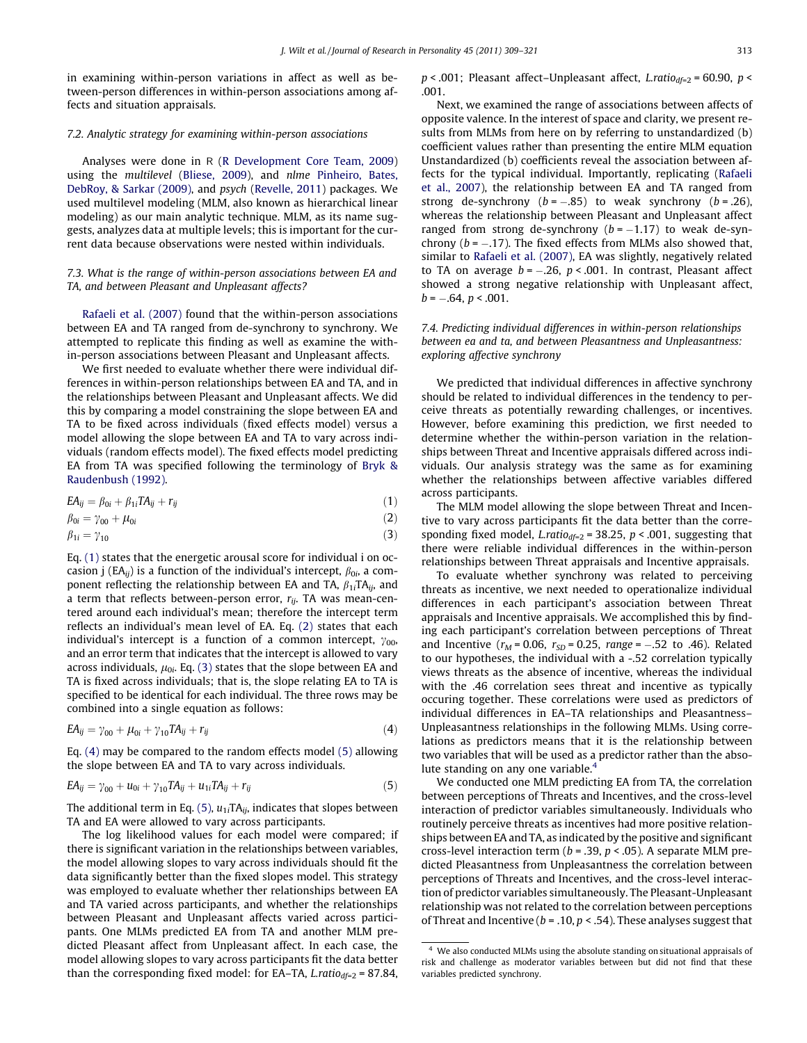in examining within-person variations in affect as well as between-person differences in within-person associations among affects and situation appraisals.

### 7.2. Analytic strategy for examining within-person associations

Analyses were done in R (R Development Core Team, 2009) using the *multilevel* (Bliese, 2009), and *nlme* Pinheiro, Bates, DebRoy, & Sarkar (2009), and *psych* (Revelle, 2011) packages. We used multilevel modeling (MLM, also known as hierarchical linear modeling) as our main analytic technique. MLM, as its name suggests, analyzes data at multiple levels; this is important for the current data because observations were nested within individuals.

### 7.3. What is the range of within-person associations between EA and TA, and between Pleasant and Unpleasant affects?

Rafaeli et al. (2007) found that the within-person associations between EA and TA ranged from de-synchrony to synchrony. We attempted to replicate this finding as well as examine the within-person associations between Pleasant and Unpleasant affects.

We first needed to evaluate whether there were individual differences in within-person relationships between EA and TA, and in the relationships between Pleasant and Unpleasant affects. We did this by comparing a model constraining the slope between EA and TA to be fixed across individuals (fixed effects model) versus a model allowing the slope between EA and TA to vary across individuals (random effects model). The fixed effects model predicting EA from TA was specified following the terminology of Bryk & Raudenbush (1992).

$$EA_{ij} = \beta_{0i} + \beta_{1i}TA_{ij} + r_{ij} \tag{1}$$

$$\beta_{0i} = \gamma_{00} + \mu_{0i} \tag{2}$$

$$\beta_{1i} = \gamma_{10} \tag{3}$$

Eq. (1) states that the energetic arousal score for individual i on occasion j ($EA_{ij}$) is a function of the individual's intercept, $\beta_{0i}$, a component reflecting the relationship between EA and TA, $\beta_{1i}TA_{ij}$, and a term that reflects between-person error, $r_{ij}$. TA was mean-centered around each individual's mean; therefore the intercept term reflects an individual's mean level of EA. Eq. (2) states that each individual's intercept is a function of a common intercept, $\gamma_{00}$, and an error term that indicates that the intercept is allowed to vary across individuals, $\mu_{0i}$. Eq. (3) states that the slope between EA and TA is fixed across individuals; that is, the slope relating EA to TA is specified to be identical for each individual. The three rows may be combined into a single equation as follows:

$$EA_{ij} = \gamma_{00} + \mu_{0i} + \gamma_{10}TA_{ij} + r_{ij} \tag{4}$$

Eq. (4) may be compared to the random effects model (5) allowing the slope between EA and TA to vary across individuals.

$$EA_{ij} = \gamma_{00} + u_{0i} + \gamma_{10}TA_{ij} + u_{1i}TA_{ij} + r_{ij} \tag{5}$$

The additional term in Eq. (5), $u_{1i}TA_{ij}$, indicates that slopes between TA and EA were allowed to vary across participants.

The log likelihood values for each model were compared; if there is significant variation in the relationships between variables, the model allowing slopes to vary across individuals should fit the data significantly better than the fixed slopes model. This strategy was employed to evaluate whether ther relationships between EA and TA varied across participants, and whether the relationships between Pleasant and Unpleasant affects varied across participants. One MLMs predicted EA from TA and another MLM predicted Pleasant affect from Unpleasant affect. In each case, the model allowing slopes to vary across participants fit the data better than the corresponding fixed model: for EA–TA, $L.ratio_{df=2} = 87.84$, $p < .001$; Pleasant affect–Unpleasant affect, $L.ratio_{df=2} = 60.90$, $p < .001$.

Next, we examined the range of associations between affects of opposite valence. In the interest of space and clarity, we present results from MLMs from here on by referring to unstandardized (b) coefficient values rather than presenting the entire MLM equation Unstandardized (b) coefficients reveal the association between affects for the typical individual. Importantly, replicating (Rafaeli et al., 2007), the relationship between EA and TA ranged from strong de-synchrony ($b = -.85$) to weak synchrony ($b = .26$), whereas the relationship between Pleasant and Unpleasant affect ranged from strong de-synchrony ($b = -1.17$) to weak de-synchrony ($b = -.17$). The fixed effects from MLMs also showed that, similar to Rafaeli et al. (2007), EA was slightly, negatively related to TA on average $b = -.26$, $p < .001$. In contrast, Pleasant affect showed a strong negative relationship with Unpleasant affect, $b = -.64$, $p < .001$.

### 7.4. Predicting individual differences in within-person relationships between ea and ta, and between Pleasantness and Unpleasantness: exploring affective synchrony

We predicted that individual differences in affective synchrony should be related to individual differences in the tendency to perceive threats as potentially rewarding challenges, or incentives. However, before examining this prediction, we first needed to determine whether the within-person variation in the relationships between Threat and Incentive appraisals differed across individuals. Our analysis strategy was the same as for examining whether the relationships between affective variables differed across participants.

The MLM model allowing the slope between Threat and Incentive to vary across participants fit the data better than the corresponding fixed model, $L.ratio_{df=2} = 38.25$, $p < .001$, suggesting that there were reliable individual differences in the within-person relationships between Threat appraisals and Incentive appraisals.

To evaluate whether synchrony was related to perceiving threats as incentive, we next needed to operationalize individual differences in each participant's association between Threat appraisals and Incentive appraisals. We accomplished this by finding each participant's correlation between perceptions of Threat and Incentive ($r_M = 0.06$, $r_{SD} = 0.25$, $range = -.52$ to $.46$). Related to our hypotheses, the individual with a -.52 correlation typically views threats as the absence of incentive, whereas the individual with the .46 correlation sees threat and incentive as typically occuring together. These correlations were used as predictors of individual differences in EA–TA relationships and Pleasantness–Unpleasantness relationships in the following MLMs. Using correlations as predictors means that it is the relationship between two variables that will be used as a predictor rather than the absolute standing on any one variable.[4]

We conducted one MLM predicting EA from TA, the correlation between perceptions of Threats and Incentives, and the cross-level interaction of predictor variables simultaneously. Individuals who routinely perceive threats as incentives had more positive relationships between EA and TA, as indicated by the positive and significant cross-level interaction term ($b = .39$, $p < .05$). A separate MLM predicted Pleasantness from Unpleasantness the correlation between perceptions of Threats and Incentives, and the cross-level interaction of predictor variables simultaneously. The Pleasant-Unpleasant relationship was not related to the correlation between perceptions of Threat and Incentive ($b = .10$, $p < .54$). These analyses suggest that

[4] We also conducted MLMs using the absolute standing on situational appraisals of risk and challenge as moderator variables between but did not find that these variables predicted synchrony.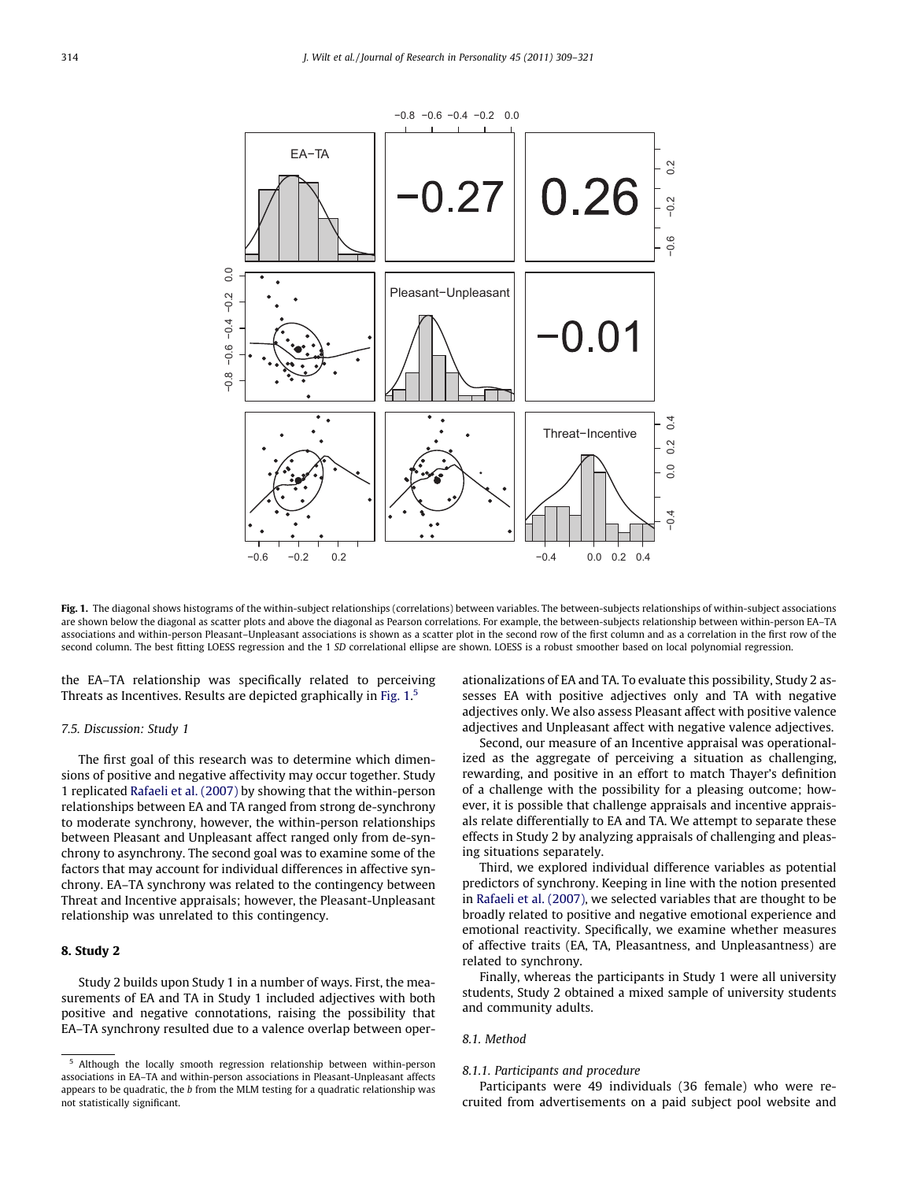**Fig. 1.** The diagonal shows histograms of the within-subject relationships (correlations) between variables. The between-subjects relationships of within-subject associations are shown below the diagonal as scatter plots and above the diagonal as Pearson correlations. For example, the between-subjects relationship between within-person EA–TA associations and within-person Pleasant–Unpleasant associations is shown as a scatter plot in the second row of the first column and as a correlation in the first row of the second column. The best fitting LOESS regression and the 1 *SD* correlational ellipse are shown. LOESS is a robust smoother based on local polynomial regression.

the EA–TA relationship was specifically related to perceiving Threats as Incentives. Results are depicted graphically in Fig. 1.[5]

### 7.5. Discussion: Study 1

The first goal of this research was to determine which dimensions of positive and negative affectivity may occur together. Study 1 replicated Rafaeli et al. (2007) by showing that the within-person relationships between EA and TA ranged from strong de-synchrony to moderate synchrony, however, the within-person relationships between Pleasant and Unpleasant affect ranged only from de-synchrony to asynchrony. The second goal was to examine some of the factors that may account for individual differences in affective synchrony. EA–TA synchrony was related to the contingency between Threat and Incentive appraisals; however, the Pleasant-Unpleasant relationship was unrelated to this contingency.

## 8. Study 2

Study 2 builds upon Study 1 in a number of ways. First, the measurements of EA and TA in Study 1 included adjectives with both positive and negative connotations, raising the possibility that EA–TA synchrony resulted due to a valence overlap between operationalizations of EA and TA. To evaluate this possibility, Study 2 assesses EA with positive adjectives only and TA with negative adjectives only. We also assess Pleasant affect with positive valence adjectives and Unpleasant affect with negative valence adjectives.

Second, our measure of an Incentive appraisal was operationalized as the aggregate of perceiving a situation as challenging, rewarding, and positive in an effort to match Thayer's definition of a challenge with the possibility for a pleasing outcome; however, it is possible that challenge appraisals and incentive appraisals relate differentially to EA and TA. We attempt to separate these effects in Study 2 by analyzing appraisals of challenging and pleasing situations separately.

Third, we explored individual difference variables as potential predictors of synchrony. Keeping in line with the notion presented in Rafaeli et al. (2007), we selected variables that are thought to be broadly related to positive and negative emotional experience and emotional reactivity. Specifically, we examine whether measures of affective traits (EA, TA, Pleasantness, and Unpleasantness) are related to synchrony.

Finally, whereas the participants in Study 1 were all university students, Study 2 obtained a mixed sample of university students and community adults.

### 8.1. Method

#### 8.1.1. Participants and procedure

Participants were 49 individuals (36 female) who were recruited from advertisements on a paid subject pool website and

[5] Although the locally smooth regression relationship between within-person associations in EA–TA and within-person associations in Pleasant-Unpleasant affects appears to be quadratic, the *b* from the MLM testing for a quadratic relationship was not statistically significant.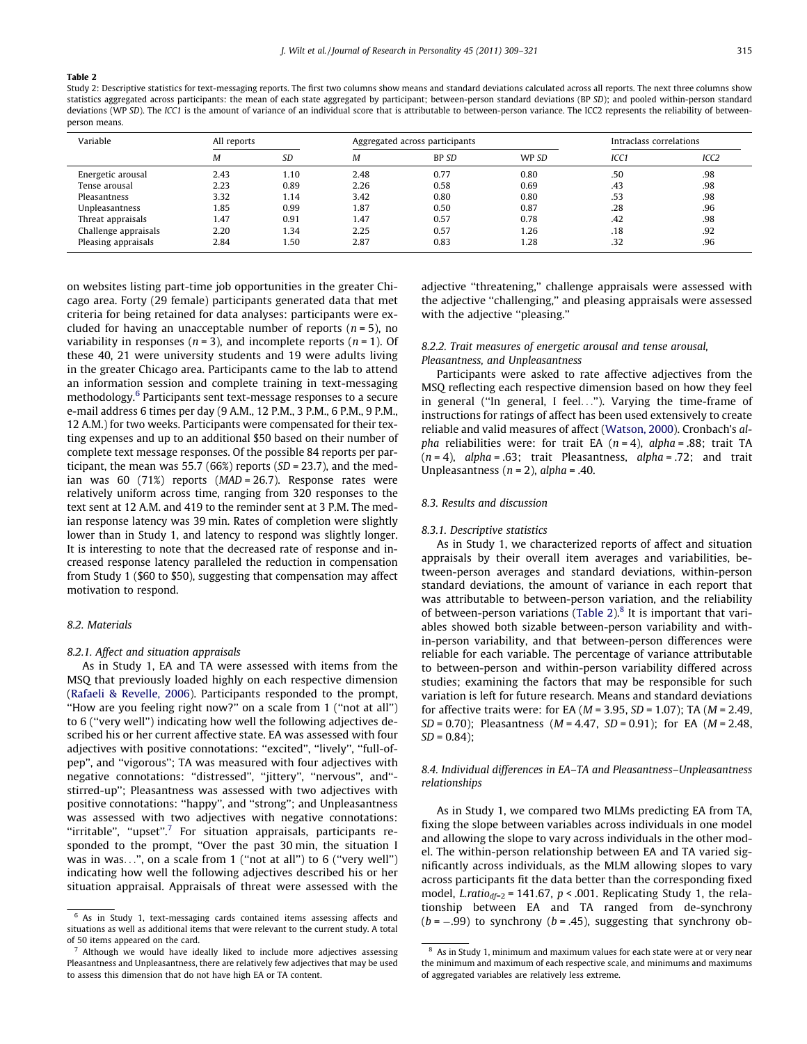**Table 2**

Study 2: Descriptive statistics for text-messaging reports. The first two columns show means and standard deviations calculated across all reports. The next three columns show statistics aggregated across participants: the mean of each state aggregated by participant; between-person standard deviations (BP *SD*); and pooled within-person standard deviations (WP *SD*). The *ICC1* is the amount of variance of an individual score that is attributable to between-person variance. The ICC2 represents the reliability of between-person means.

| Variable | All reports | | Aggregated across participants | | | Intraclass correlations | |
|---|---|---|---|---|---|---|---|
| | *M* | *SD* | *M* | *BP SD* | *WP SD* | *ICC1* | *ICC2* |
| Energetic arousal | 2.43 | 1.10 | 2.48 | 0.77 | 0.80 | .50 | .98 |
| Tense arousal | 2.23 | 0.89 | 2.26 | 0.58 | 0.69 | .43 | .98 |
| Pleasantness | 3.32 | 1.14 | 3.42 | 0.80 | 0.80 | .53 | .98 |
| Unpleasantness | 1.85 | 0.99 | 1.87 | 0.50 | 0.87 | .28 | .96 |
| Threat appraisals | 1.47 | 0.91 | 1.47 | 0.57 | 0.78 | .42 | .98 |
| Challenge appraisals | 2.20 | 1.34 | 2.25 | 0.57 | 1.26 | .18 | .92 |
| Pleasing appraisals | 2.84 | 1.50 | 2.87 | 0.83 | 1.28 | .32 | .96 |

on websites listing part-time job opportunities in the greater Chicago area. Forty (29 female) participants generated data that met criteria for being retained for data analyses: participants were excluded for having an unacceptable number of reports ($n = 5$), no variability in responses ($n = 3$), and incomplete reports ($n = 1$). Of these 40, 21 were university students and 19 were adults living in the greater Chicago area. Participants came to the lab to attend an information session and complete training in text-messaging methodology.[6] Participants sent text-message responses to a secure e-mail address 6 times per day (9 A.M., 12 P.M., 3 P.M., 6 P.M., 9 P.M., 12 A.M.) for two weeks. Participants were compensated for their texting expenses and up to an additional $50 based on their number of complete text message responses. Of the possible 84 reports per participant, the mean was 55.7 (66%) reports ($SD = 23.7$), and the median was 60 (71%) reports ($MAD = 26.7$). Response rates were relatively uniform across time, ranging from 320 responses to the text sent at 12 A.M. and 419 to the reminder sent at 3 P.M. The median response latency was 39 min. Rates of completion were slightly lower than in Study 1, and latency to respond was slightly longer. It is interesting to note that the decreased rate of response and increased response latency paralleled the reduction in compensation from Study 1 ($60 to $50), suggesting that compensation may affect motivation to respond.

### 8.2. Materials

#### 8.2.1. Affect and situation appraisals

As in Study 1, EA and TA were assessed with items from the MSQ that previously loaded highly on each respective dimension (Rafaeli & Revelle, 2006). Participants responded to the prompt, ''How are you feeling right now?'' on a scale from 1 (''not at all'') to 6 (''very well'') indicating how well the following adjectives described his or her current affective state. EA was assessed with four adjectives with positive connotations: ''excited'', ''lively'', ''full-of-pep'', and ''vigorous''; TA was measured with four adjectives with negative connotations: ''distressed'', ''jittery'', ''nervous'', and''-stirred-up''; Pleasantness was assessed with two adjectives with positive connotations: ''happy'', and ''strong''; and Unpleasantness was assessed with two adjectives with negative connotations: ''irritable'', ''upset''.[7] For situation appraisals, participants responded to the prompt, ''Over the past 30 min, the situation I was in was...'', on a scale from 1 (''not at all'') to 6 (''very well'') indicating how well the following adjectives described his or her situation appraisal. Appraisals of threat were assessed with the adjective ''threatening,'' challenge appraisals were assessed with the adjective ''challenging,'' and pleasing appraisals were assessed with the adjective ''pleasing.''

#### 8.2.2. Trait measures of energetic arousal and tense arousal, Pleasantness, and Unpleasantness

Participants were asked to rate affective adjectives from the MSQ reflecting each respective dimension based on how they feel in general (''In general, I feel...''). Varying the time-frame of instructions for ratings of affect has been used extensively to create reliable and valid measures of affect (Watson, 2000). Cronbach's *alpha* reliabilities were: for trait EA ($n = 4$), $alpha = .88$; trait TA ($n = 4$), $alpha = .63$; trait Pleasantness, $alpha = .72$; and trait Unpleasantness ($n = 2$), $alpha = .40$.

### 8.3. Results and discussion

#### 8.3.1. Descriptive statistics

As in Study 1, we characterized reports of affect and situation appraisals by their overall item averages and variabilities, between-person averages and standard deviations, within-person standard deviations, the amount of variance in each report that was attributable to between-person variation, and the reliability of between-person variations (Table 2).[8] It is important that variables showed both sizable between-person variability and within-person variability, and that between-person differences were reliable for each variable. The percentage of variance attributable to between-person and within-person variability differed across studies; examining the factors that may be responsible for such variation is left for future research. Means and standard deviations for affective traits were: for EA ($M = 3.95$, $SD = 1.07$); TA ($M = 2.49$, $SD = 0.70$); Pleasantness ($M = 4.47$, $SD = 0.91$); for EA ($M = 2.48$, $SD = 0.84$);

### 8.4. Individual differences in EA–TA and Pleasantness–Unpleasantness relationships

As in Study 1, we compared two MLMs predicting EA from TA, fixing the slope between variables across individuals in one model and allowing the slope to vary across individuals in the other model. The within-person relationship between EA and TA varied significantly across individuals, as the MLM allowing slopes to vary across participants fit the data better than the corresponding fixed model, $L.ratio_{df=2} = 141.67$, $p < .001$. Replicating Study 1, the relationship between EA and TA ranged from de-synchrony ($b = -.99$) to synchrony ($b = .45$), suggesting that synchrony ob-

[6] As in Study 1, text-messaging cards contained items assessing affects and situations as well as additional items that were relevant to the current study. A total of 50 items appeared on the card.

[7] Although we would have ideally liked to include more adjectives assessing Pleasantness and Unpleasantness, there are relatively few adjectives that may be used to assess this dimension that do not have high EA or TA content.

[8] As in Study 1, minimum and maximum values for each state were at or very near the minimum and maximum of each respective scale, and minimums and maximums of aggregated variables are relatively less extreme.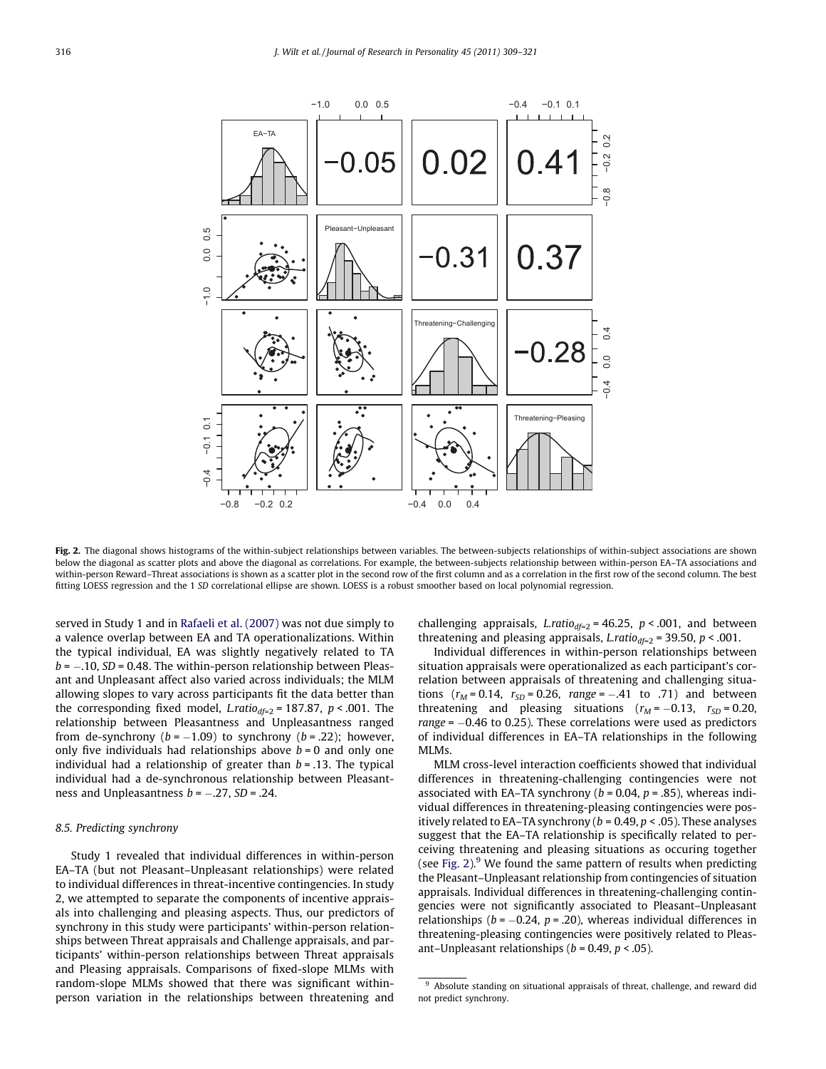Fig. 2. The diagonal shows histograms of the within-subject relationships between variables. The between-subjects relationships of within-subject associations are shown below the diagonal as scatter plots and above the diagonal as correlations. For example, the between-subjects relationship between within-person EA–TA associations and within-person Reward–Threat associations is shown as a scatter plot in the second row of the first column and as a correlation in the first row of the second column. The best fitting LOESS regression and the 1 *SD* correlational ellipse are shown. LOESS is a robust smoother based on local polynomial regression.

served in Study 1 and in Rafaeli et al. (2007) was not due simply to a valence overlap between EA and TA operationalizations. Within the typical individual, EA was slightly negatively related to TA $b = -.10$, $SD = 0.48$. The within-person relationship between Pleasant and Unpleasant affect also varied across individuals; the MLM allowing slopes to vary across participants fit the data better than the corresponding fixed model, $L.ratio_{df=2} = 187.87$, $p < .001$. The relationship between Pleasantness and Unpleasantness ranged from de-synchrony ($b = -1.09$) to synchrony ($b = .22$); however, only five individuals had relationships above $b = 0$ and only one individual had a relationship of greater than $b = .13$. The typical individual had a de-synchronous relationship between Pleasantness and Unpleasantness $b = -.27$, $SD = .24$.

### 8.5. Predicting synchrony

Study 1 revealed that individual differences in within-person EA–TA (but not Pleasant–Unpleasant relationships) were related to individual differences in threat-incentive contingencies. In study 2, we attempted to separate the components of incentive appraisals into challenging and pleasing aspects. Thus, our predictors of synchrony in this study were participants' within-person relationships between Threat appraisals and Challenge appraisals, and participants' within-person relationships between Threat appraisals and Pleasing appraisals. Comparisons of fixed-slope MLMs with random-slope MLMs showed that there was significant within-person variation in the relationships between threatening and challenging appraisals, $L.ratio_{df=2} = 46.25$, $p < .001$, and between threatening and pleasing appraisals, $L.ratio_{df=2} = 39.50$, $p < .001$.

Individual differences in within-person relationships between situation appraisals were operationalized as each participant's correlation between appraisals of threatening and challenging situations ($r_M = 0.14$, $r_{SD} = 0.26$, *range* = $-.41$ to $.71$) and between threatening and pleasing situations ($r_M = -0.13$, $r_{SD} = 0.20$, *range* = $-0.46$ to 0.25). These correlations were used as predictors of individual differences in EA–TA relationships in the following MLMs.

MLM cross-level interaction coefficients showed that individual differences in threatening-challenging contingencies were not associated with EA–TA synchrony ($b = 0.04$, $p = .85$), whereas individual differences in threatening-pleasing contingencies were positively related to EA–TA synchrony ($b = 0.49$, $p < .05$). These analyses suggest that the EA–TA relationship is specifically related to perceiving threatening and pleasing situations as occuring together (see Fig. 2).[9] We found the same pattern of results when predicting the Pleasant–Unpleasant relationship from contingencies of situation appraisals. Individual differences in threatening-challenging contingencies were not significantly associated to Pleasant–Unpleasant relationships ($b = -0.24$, $p = .20$), whereas individual differences in threatening-pleasing contingencies were positively related to Pleasant–Unpleasant relationships ($b = 0.49$, $p < .05$).

[9] Absolute standing on situational appraisals of threat, challenge, and reward did not predict synchrony.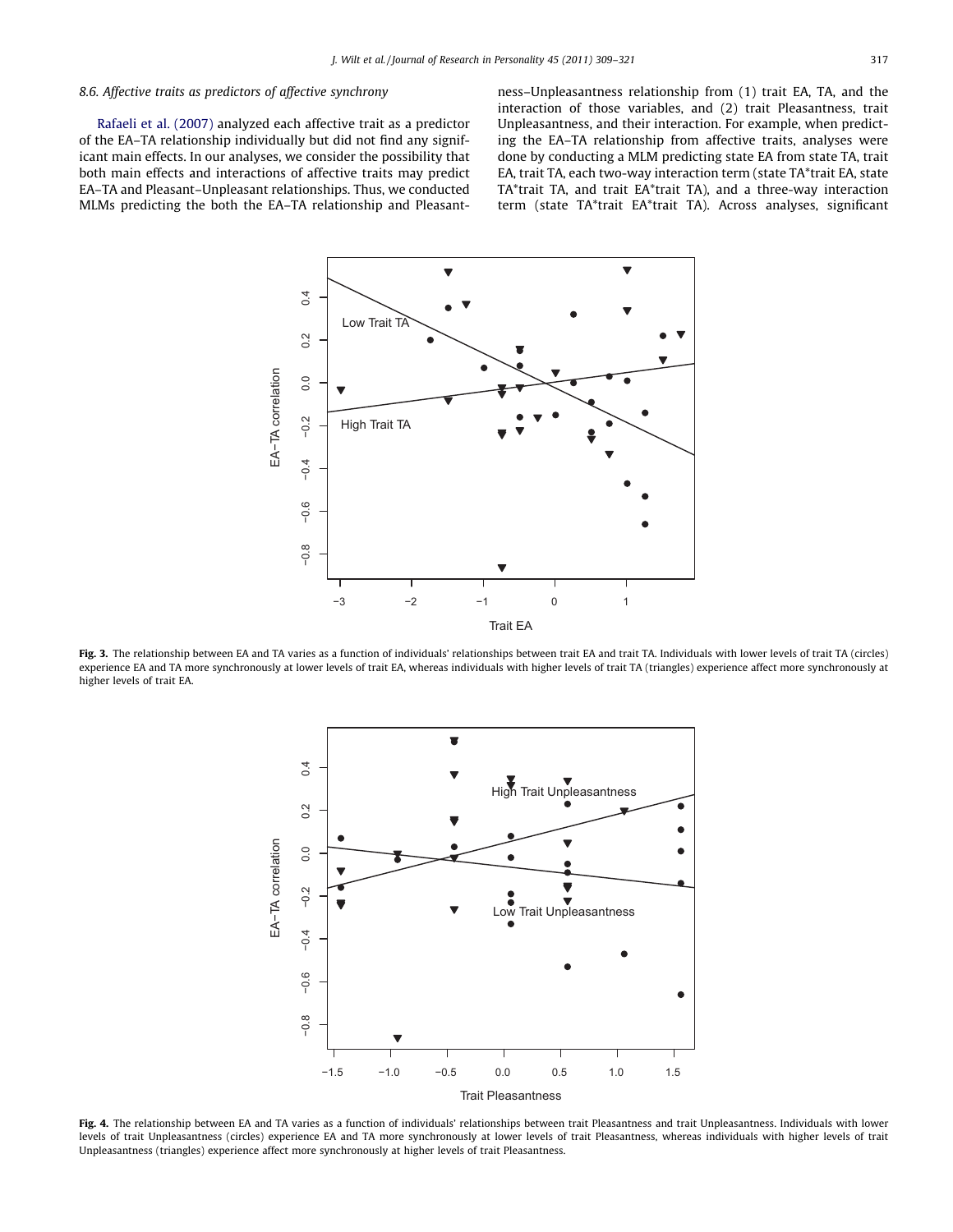### 8.6. Affective traits as predictors of affective synchrony

Rafaeli et al. (2007) analyzed each affective trait as a predictor of the EA–TA relationship individually but did not find any significant main effects. In our analyses, we consider the possibility that both main effects and interactions of affective traits may predict EA–TA and Pleasant–Unpleasant relationships. Thus, we conducted MLMs predicting the both the EA–TA relationship and Pleasantness–Unpleasantness relationship from (1) trait EA, TA, and the interaction of those variables, and (2) trait Pleasantness, trait Unpleasantness, and their interaction. For example, when predicting the EA–TA relationship from affective traits, analyses were done by conducting a MLM predicting state EA from state TA, trait EA, trait TA, each two-way interaction term (state TA*trait EA, state TA*trait TA, and trait EA*trait TA), and a three-way interaction term (state TA*trait EA*trait TA). Across analyses, significant

**Fig. 3.** The relationship between EA and TA varies as a function of individuals' relationships between trait EA and trait TA. Individuals with lower levels of trait TA (circles) experience EA and TA more synchronously at lower levels of trait EA, whereas individuals with higher levels of trait TA (triangles) experience affect more synchronously at higher levels of trait EA.

**Fig. 4.** The relationship between EA and TA varies as a function of individuals' relationships between trait Pleasantness and trait Unpleasantness. Individuals with lower levels of trait Unpleasantness (circles) experience EA and TA more synchronously at lower levels of trait Pleasantness, whereas individuals with higher levels of trait Unpleasantness (triangles) experience affect more synchronously at higher levels of trait Pleasantness.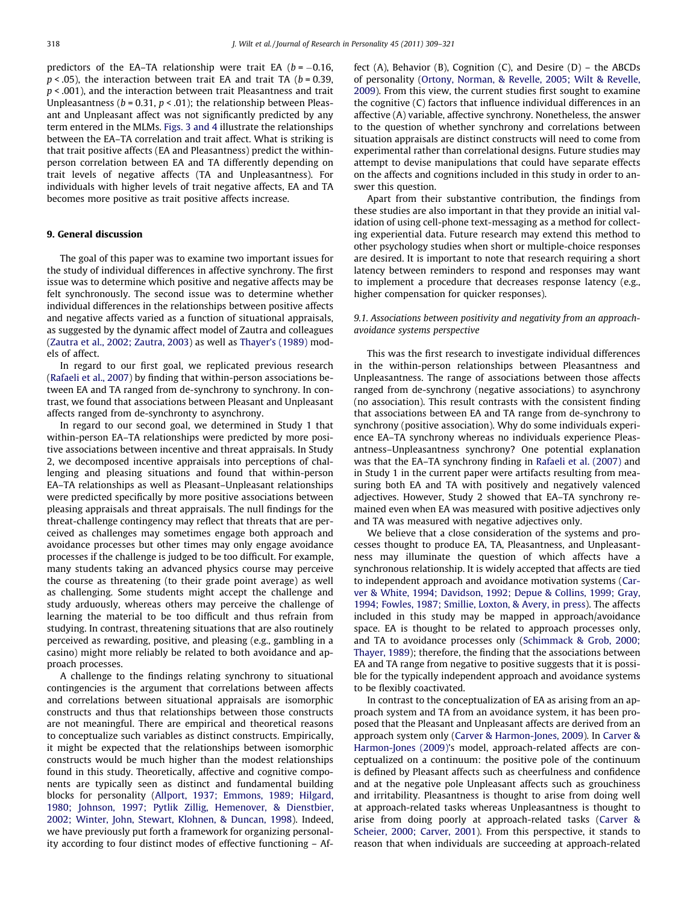predictors of the EA–TA relationship were trait EA ($b = -0.16$, $p < .05$), the interaction between trait EA and trait TA ($b = 0.39$, $p < .001$), and the interaction between trait Pleasantness and trait Unpleasantness ($b = 0.31$, $p < .01$); the relationship between Pleasant and Unpleasant affect was not significantly predicted by any term entered in the MLMs. Figs. 3 and 4 illustrate the relationships between the EA–TA correlation and trait affect. What is striking is that trait positive affects (EA and Pleasantness) predict the within-person correlation between EA and TA differently depending on trait levels of negative affects (TA and Unpleasantness). For individuals with higher levels of trait negative affects, EA and TA becomes more positive as trait positive affects increase.

## 9. General discussion

The goal of this paper was to examine two important issues for the study of individual differences in affective synchrony. The first issue was to determine which positive and negative affects may be felt synchronously. The second issue was to determine whether individual differences in the relationships between positive affects and negative affects varied as a function of situational appraisals, as suggested by the dynamic affect model of Zautra and colleagues (Zautra et al., 2002; Zautra, 2003) as well as Thayer's (1989) models of affect.

In regard to our first goal, we replicated previous research (Rafaeli et al., 2007) by finding that within-person associations between EA and TA ranged from de-synchrony to synchrony. In contrast, we found that associations between Pleasant and Unpleasant affects ranged from de-synchronty to asynchrony.

In regard to our second goal, we determined in Study 1 that within-person EA–TA relationships were predicted by more positive associations between incentive and threat appraisals. In Study 2, we decomposed incentive appraisals into perceptions of challenging and pleasing situations and found that within-person EA–TA relationships as well as Pleasant–Unpleasant relationships were predicted specifically by more positive associations between pleasing appraisals and threat appraisals. The null findings for the threat-challenge contingency may reflect that threats that are perceived as challenges may sometimes engage both approach and avoidance processes but other times may only engage avoidance processes if the challenge is judged to be too difficult. For example, many students taking an advanced physics course may perceive the course as threatening (to their grade point average) as well as challenging. Some students might accept the challenge and study arduously, whereas others may perceive the challenge of learning the material to be too difficult and thus refrain from studying. In contrast, threatening situations that are also routinely perceived as rewarding, positive, and pleasing (e.g., gambling in a casino) might more reliably be related to both avoidance and approach processes.

A challenge to the findings relating synchrony to situational contingencies is the argument that correlations between affects and correlations between situational appraisals are isomorphic constructs and thus that relationships between those constructs are not meaningful. There are empirical and theoretical reasons to conceptualize such variables as distinct constructs. Empirically, it might be expected that the relationships between isomorphic constructs would be much higher than the modest relationships found in this study. Theoretically, affective and cognitive components are typically seen as distinct and fundamental building blocks for personality (Allport, 1937; Emmons, 1989; Hilgard, 1980; Johnson, 1997; Pytlik Zillig, Hemenover, & Dienstbier, 2002; Winter, John, Stewart, Klohnen, & Duncan, 1998). Indeed, we have previously put forth a framework for organizing personality according to four distinct modes of effective functioning – Affect (A), Behavior (B), Cognition (C), and Desire (D) – the ABCDs of personality (Ortony, Norman, & Revelle, 2005; Wilt & Revelle, 2009). From this view, the current studies first sought to examine the cognitive (C) factors that influence individual differences in an affective (A) variable, affective synchrony. Nonetheless, the answer to the question of whether synchrony and correlations between situation appraisals are distinct constructs will need to come from experimental rather than correlational designs. Future studies may attempt to devise manipulations that could have separate effects on the affects and cognitions included in this study in order to answer this question.

Apart from their substantive contribution, the findings from these studies are also important in that they provide an initial validation of using cell-phone text-messaging as a method for collecting experiential data. Future research may extend this method to other psychology studies when short or multiple-choice responses are desired. It is important to note that research requiring a short latency between reminders to respond and responses may want to implement a procedure that decreases response latency (e.g., higher compensation for quicker responses).

### 9.1. Associations between positivity and negativity from an approach-avoidance systems perspective

This was the first research to investigate individual differences in the within-person relationships between Pleasantness and Unpleasantness. The range of associations between those affects ranged from de-synchrony (negative associations) to asynchrony (no association). This result contrasts with the consistent finding that associations between EA and TA range from de-synchrony to synchrony (positive association). Why do some individuals experience EA–TA synchrony whereas no individuals experience Pleasantness–Unpleasantness synchrony? One potential explanation was that the EA–TA synchrony finding in Rafaeli et al. (2007) and in Study 1 in the current paper were artifacts resulting from measuring both EA and TA with positively and negatively valenced adjectives. However, Study 2 showed that EA–TA synchrony remained even when EA was measured with positive adjectives only and TA was measured with negative adjectives only.

We believe that a close consideration of the systems and processes thought to produce EA, TA, Pleasantness, and Unpleasantness may illuminate the question of which affects have a synchronous relationship. It is widely accepted that affects are tied to independent approach and avoidance motivation systems (Carver & White, 1994; Davidson, 1992; Depue & Collins, 1999; Gray, 1994; Fowles, 1987; Smillie, Loxton, & Avery, in press). The affects included in this study may be mapped in approach/avoidance space. EA is thought to be related to approach processes only, and TA to avoidance processes only (Schimmack & Grob, 2000; Thayer, 1989); therefore, the finding that the associations between EA and TA range from negative to positive suggests that it is possible for the typically independent approach and avoidance systems to be flexibly coactivated.

In contrast to the conceptualization of EA as arising from an approach system and TA from an avoidance system, it has been proposed that the Pleasant and Unpleasant affects are derived from an approach system only (Carver & Harmon-Jones, 2009). In Carver & Harmon-Jones (2009)'s model, approach-related affects are conceptualized on a continuum: the positive pole of the continuum is defined by Pleasant affects such as cheerfulness and confidence and at the negative pole Unpleasant affects such as grouchiness and irritability. Pleasantness is thought to arise from doing well at approach-related tasks whereas Unpleasantness is thought to arise from doing poorly at approach-related tasks (Carver & Scheier, 2000; Carver, 2001). From this perspective, it stands to reason that when individuals are succeeding at approach-related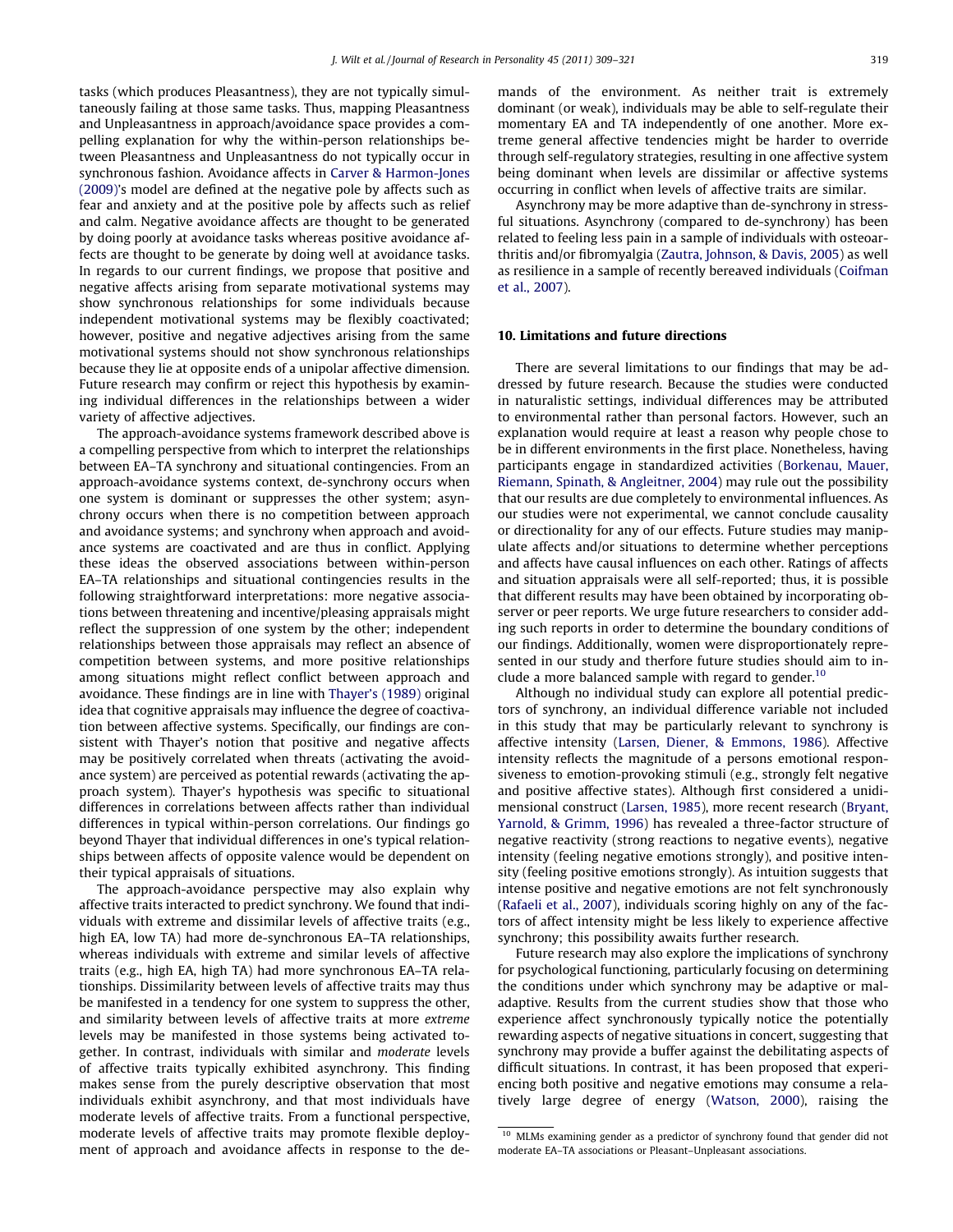tasks (which produces Pleasantness), they are not typically simultaneously failing at those same tasks. Thus, mapping Pleasantness and Unpleasantness in approach/avoidance space provides a compelling explanation for why the within-person relationships between Pleasantness and Unpleasantness do not typically occur in synchronous fashion. Avoidance affects in Carver & Harmon-Jones (2009)'s model are defined at the negative pole by affects such as fear and anxiety and at the positive pole by affects such as relief and calm. Negative avoidance affects are thought to be generated by doing poorly at avoidance tasks whereas positive avoidance affects are thought to be generate by doing well at avoidance tasks. In regards to our current findings, we propose that positive and negative affects arising from separate motivational systems may show synchronous relationships for some individuals because independent motivational systems may be flexibly coactivated; however, positive and negative adjectives arising from the same motivational systems should not show synchronous relationships because they lie at opposite ends of a unipolar affective dimension. Future research may confirm or reject this hypothesis by examining individual differences in the relationships between a wider variety of affective adjectives.

The approach-avoidance systems framework described above is a compelling perspective from which to interpret the relationships between EA–TA synchrony and situational contingencies. From an approach-avoidance systems context, de-synchrony occurs when one system is dominant or suppresses the other system; asynchrony occurs when there is no competition between approach and avoidance systems; and synchrony when approach and avoidance systems are coactivated and are thus in conflict. Applying these ideas the observed associations between within-person EA–TA relationships and situational contingencies results in the following straightforward interpretations: more negative associations between threatening and incentive/pleasing appraisals might reflect the suppression of one system by the other; independent relationships between those appraisals may reflect an absence of competition between systems, and more positive relationships among situations might reflect conflict between approach and avoidance. These findings are in line with Thayer's (1989) original idea that cognitive appraisals may influence the degree of coactivation between affective systems. Specifically, our findings are consistent with Thayer's notion that positive and negative affects may be positively correlated when threats (activating the avoidance system) are perceived as potential rewards (activating the approach system). Thayer's hypothesis was specific to situational differences in correlations between affects rather than individual differences in typical within-person correlations. Our findings go beyond Thayer that individual differences in one's typical relationships between affects of opposite valence would be dependent on their typical appraisals of situations.

The approach-avoidance perspective may also explain why affective traits interacted to predict synchrony. We found that individuals with extreme and dissimilar levels of affective traits (e.g., high EA, low TA) had more de-synchronous EA–TA relationships, whereas individuals with extreme and similar levels of affective traits (e.g., high EA, high TA) had more synchronous EA–TA relationships. Dissimilarity between levels of affective traits may thus be manifested in a tendency for one system to suppress the other, and similarity between levels of affective traits at more *extreme* levels may be manifested in those systems being activated together. In contrast, individuals with similar and *moderate* levels of affective traits typically exhibited asynchrony. This finding makes sense from the purely descriptive observation that most individuals exhibit asynchrony, and that most individuals have moderate levels of affective traits. From a functional perspective, moderate levels of affective traits may promote flexible deployment of approach and avoidance affects in response to the demands of the environment. As neither trait is extremely dominant (or weak), individuals may be able to self-regulate their momentary EA and TA independently of one another. More extreme general affective tendencies might be harder to override through self-regulatory strategies, resulting in one affective system being dominant when levels are dissimilar or affective systems occurring in conflict when levels of affective traits are similar.

Asynchrony may be more adaptive than de-synchrony in stressful situations. Asynchrony (compared to de-synchrony) has been related to feeling less pain in a sample of individuals with osteoarthritis and/or fibromyalgia (Zautra, Johnson, & Davis, 2005) as well as resilience in a sample of recently bereaved individuals (Coifman et al., 2007).

## 10. Limitations and future directions

There are several limitations to our findings that may be addressed by future research. Because the studies were conducted in naturalistic settings, individual differences may be attributed to environmental rather than personal factors. However, such an explanation would require at least a reason why people chose to be in different environments in the first place. Nonetheless, having participants engage in standardized activities (Borkenau, Mauer, Riemann, Spinath, & Angleitner, 2004) may rule out the possibility that our results are due completely to environmental influences. As our studies were not experimental, we cannot conclude causality or directionality for any of our effects. Future studies may manipulate affects and/or situations to determine whether perceptions and affects have causal influences on each other. Ratings of affects and situation appraisals were all self-reported; thus, it is possible that different results may have been obtained by incorporating observer or peer reports. We urge future researchers to consider adding such reports in order to determine the boundary conditions of our findings. Additionally, women were disproportionately represented in our study and therfore future studies should aim to include a more balanced sample with regard to gender.[10]

Although no individual study can explore all potential predictors of synchrony, an individual difference variable not included in this study that may be particularly relevant to synchrony is affective intensity (Larsen, Diener, & Emmons, 1986). Affective intensity reflects the magnitude of a persons emotional responsiveness to emotion-provoking stimuli (e.g., strongly felt negative and positive affective states). Although first considered a unidimensional construct (Larsen, 1985), more recent research (Bryant, Yarnold, & Grimm, 1996) has revealed a three-factor structure of negative reactivity (strong reactions to negative events), negative intensity (feeling negative emotions strongly), and positive intensity (feeling positive emotions strongly). As intuition suggests that intense positive and negative emotions are not felt synchronously (Rafaeli et al., 2007), individuals scoring highly on any of the factors of affect intensity might be less likely to experience affective synchrony; this possibility awaits further research.

Future research may also explore the implications of synchrony for psychological functioning, particularly focusing on determining the conditions under which synchrony may be adaptive or maladaptive. Results from the current studies show that those who experience affect synchronously typically notice the potentially rewarding aspects of negative situations in concert, suggesting that synchrony may provide a buffer against the debilitating aspects of difficult situations. In contrast, it has been proposed that experiencing both positive and negative emotions may consume a relatively large degree of energy (Watson, 2000), raising the

[10] MLMs examining gender as a predictor of synchrony found that gender did not moderate EA–TA associations or Pleasant–Unpleasant associations.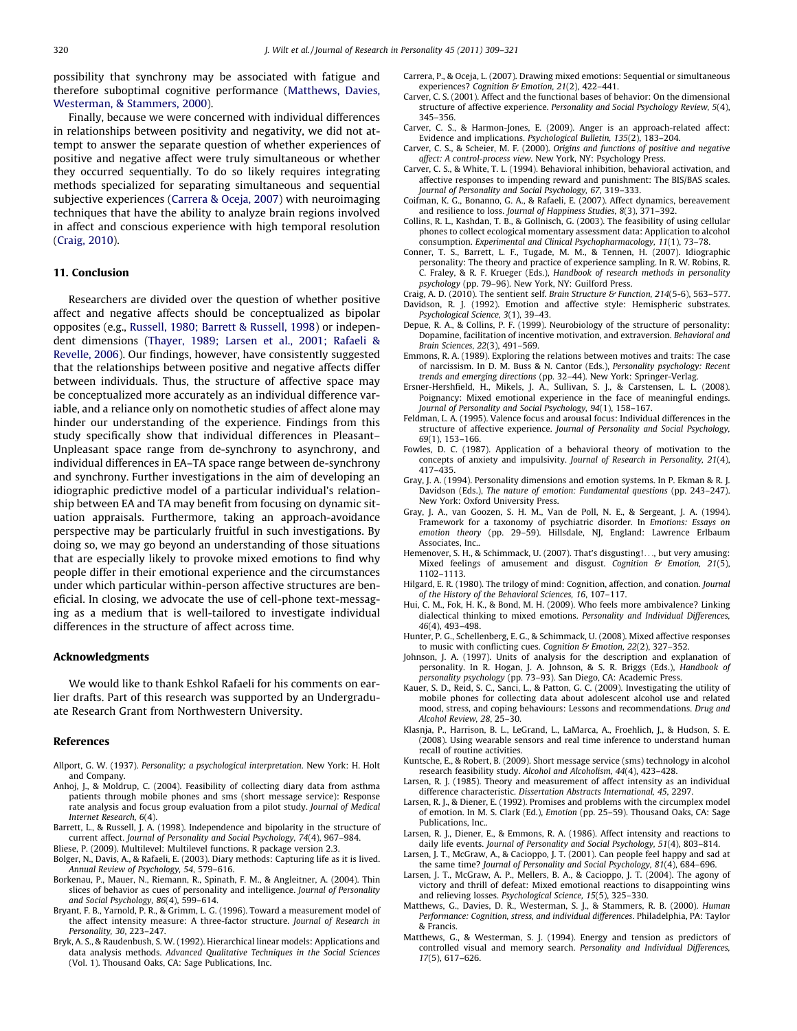possibility that synchrony may be associated with fatigue and therefore suboptimal cognitive performance (Matthews, Davies, Westerman, & Stammers, 2000).

Finally, because we were concerned with individual differences in relationships between positivity and negativity, we did not attempt to answer the separate question of whether experiences of positive and negative affect were truly simultaneous or whether they occurred sequentially. To do so likely requires integrating methods specialized for separating simultaneous and sequential subjective experiences (Carrera & Oceja, 2007) with neuroimaging techniques that have the ability to analyze brain regions involved in affect and conscious experience with high temporal resolution (Craig, 2010).

## 11. Conclusion

Researchers are divided over the question of whether positive affect and negative affects should be conceptualized as bipolar opposites (e.g., Russell, 1980; Barrett & Russell, 1998) or independent dimensions (Thayer, 1989; Larsen et al., 2001; Rafaeli & Revelle, 2006). Our findings, however, have consistently suggested that the relationships between positive and negative affects differ between individuals. Thus, the structure of affective space may be conceptualized more accurately as an individual difference variable, and a reliance only on nomothetic studies of affect alone may hinder our understanding of the experience. Findings from this study specifically show that individual differences in Pleasant–Unpleasant space range from de-synchrony to asynchrony, and individual differences in EA–TA space range between de-synchrony and synchrony. Further investigations in the aim of developing an idiographic predictive model of a particular individual's relationship between EA and TA may benefit from focusing on dynamic situation appraisals. Furthermore, taking an approach-avoidance perspective may be particularly fruitful in such investigations. By doing so, we may go beyond an understanding of those situations that are especially likely to provoke mixed emotions to find why people differ in their emotional experience and the circumstances under which particular within-person affective structures are beneficial. In closing, we advocate the use of cell-phone text-messaging as a medium that is well-tailored to investigate individual differences in the structure of affect across time.

## Acknowledgments

We would like to thank Eshkol Rafaeli for his comments on earlier drafts. Part of this research was supported by an Undergraduate Research Grant from Northwestern University.

## References

Allport, G. W. (1937). *Personality; a psychological interpretation*. New York: H. Holt and Company.

Anhoj, J., & Moldrup, C. (2004). Feasibility of collecting diary data from asthma patients through mobile phones and sms (short message service): Response rate analysis and focus group evaluation from a pilot study. *Journal of Medical Internet Research, 6*(4).

Barrett, L., & Russell, J. A. (1998). Independence and bipolarity in the structure of current affect. *Journal of Personality and Social Psychology, 74*(4), 967–984.

Bliese, P. (2009). Multilevel: Multilevel functions. R package version 2.3.

Bolger, N., Davis, A., & Rafaeli, E. (2003). Diary methods: Capturing life as it is lived. *Annual Review of Psychology, 54*, 579–616.

Borkenau, P., Mauer, N., Riemann, R., Spinath, F. M., & Angleitner, A. (2004). Thin slices of behavior as cues of personality and intelligence. *Journal of Personality and Social Psychology, 86*(4), 599–614.

Bryant, F. B., Yarnold, P. R., & Grimm, L. G. (1996). Toward a measurement model of the affect intensity measure: A three-factor structure. *Journal of Research in Personality, 30*, 223–247.

Bryk, A. S., & Raudenbush, S. W. (1992). Hierarchical linear models: Applications and data analysis methods. *Advanced Qualitative Techniques in the Social Sciences* (Vol. 1). Thousand Oaks, CA: Sage Publications, Inc.

Carrera, P., & Oceja, L. (2007). Drawing mixed emotions: Sequential or simultaneous experiences? *Cognition & Emotion, 21*(2), 422–441.

Carver, C. S. (2001). Affect and the functional bases of behavior: On the dimensional structure of affective experience. *Personality and Social Psychology Review, 5*(4), 345–356.

Carver, C. S., & Harmon-Jones, E. (2009). Anger is an approach-related affect: Evidence and implications. *Psychological Bulletin, 135*(2), 183–204.

Carver, C. S., & Scheier, M. F. (2000). *Origins and functions of positive and negative affect: A control-process view*. New York, NY: Psychology Press.

Carver, C. S., & White, T. L. (1994). Behavioral inhibition, behavioral activation, and affective responses to impending reward and punishment: The BIS/BAS scales. *Journal of Personality and Social Psychology, 67*, 319–333.

Coifman, K. G., Bonanno, G. A., & Rafaeli, E. (2007). Affect dynamics, bereavement and resilience to loss. *Journal of Happiness Studies, 8*(3), 371–392.

Collins, R. L., Kashdan, T. B., & Gollnisch, G. (2003). The feasibility of using cellular phones to collect ecological momentary assessment data: Application to alcohol consumption. *Experimental and Clinical Psychopharmacology, 11*(1), 73–78.

Conner, T. S., Barrett, L. F., Tugade, M. M., & Tennen, H. (2007). Idiographic personality: The theory and practice of experience sampling. In R. W. Robins, R. C. Fraley, & R. F. Krueger (Eds.), *Handbook of research methods in personality psychology* (pp. 79–96). New York, NY: Guilford Press.

Craig, A. D. (2010). The sentient self. *Brain Structure & Function, 214*(5-6), 563–577.

Davidson, R. J. (1992). Emotion and affective style: Hemispheric substrates. *Psychological Science, 3*(1), 39–43.

Depue, R. A., & Collins, P. F. (1999). Neurobiology of the structure of personality: Dopamine, facilitation of incentive motivation, and extraversion. *Behavioral and Brain Sciences, 22*(3), 491–569.

Emmons, R. A. (1989). Exploring the relations between motives and traits: The case of narcissism. In D. M. Buss & N. Cantor (Eds.), *Personality psychology: Recent trends and emerging directions* (pp. 32–44). New York: Springer-Verlag.

Ersner-Hershfield, H., Mikels, J. A., Sullivan, S. J., & Carstensen, L. L. (2008). Poignancy: Mixed emotional experience in the face of meaningful endings. *Journal of Personality and Social Psychology, 94*(1), 158–167.

Feldman, L. A. (1995). Valence focus and arousal focus: Individual differences in the structure of affective experience. *Journal of Personality and Social Psychology, 69*(1), 153–166.

Fowles, D. C. (1987). Application of a behavioral theory of motivation to the concepts of anxiety and impulsivity. *Journal of Research in Personality, 21*(4), 417–435.

Gray, J. A. (1994). Personality dimensions and emotion systems. In P. Ekman & R. J. Davidson (Eds.), *The nature of emotion: Fundamental questions* (pp. 243–247). New York: Oxford University Press.

Gray, J. A., van Goozen, S. H. M., Van de Poll, N. E., & Sergeant, J. A. (1994). Framework for a taxonomy of psychiatric disorder. In *Emotions: Essays on emotion theory* (pp. 29–59). Hillsdale, NJ, England: Lawrence Erlbaum Associates, Inc..

Hemenover, S. H., & Schimmack, U. (2007). That's disgusting!..., but very amusing: Mixed feelings of amusement and disgust. *Cognition & Emotion, 21*(5), 1102–1113.

Hilgard, E. R. (1980). The trilogy of mind: Cognition, affection, and conation. *Journal of the History of the Behavioral Sciences, 16*, 107–117.

Hui, C. M., Fok, H. K., & Bond, M. H. (2009). Who feels more ambivalence? Linking dialectical thinking to mixed emotions. *Personality and Individual Differences, 46*(4), 493–498.

Hunter, P. G., Schellenberg, E. G., & Schimmack, U. (2008). Mixed affective responses to music with conflicting cues. *Cognition & Emotion, 22*(2), 327–352.

Johnson, J. A. (1997). Units of analysis for the description and explanation of personality. In R. Hogan, J. A. Johnson, & S. R. Briggs (Eds.), *Handbook of personality psychology* (pp. 73–93). San Diego, CA: Academic Press.

Kauer, S. D., Reid, S. C., Sanci, L., & Patton, G. C. (2009). Investigating the utility of mobile phones for collecting data about adolescent alcohol use and related mood, stress, and coping behaviours: Lessons and recommendations. *Drug and Alcohol Review, 28*, 25–30.

Klasnja, P., Harrison, B. L., LeGrand, L., LaMarca, A., Froehlich, J., & Hudson, S. E. (2008). Using wearable sensors and real time inference to understand human recall of routine activities.

Kuntsche, E., & Robert, B. (2009). Short message service (sms) technology in alcohol research feasibility study. *Alcohol and Alcoholism, 44*(4), 423–428.

Larsen, R. J. (1985). Theory and measurement of affect intensity as an individual difference characteristic. *Dissertation Abstracts International, 45*, 2297.

Larsen, R. J., & Diener, E. (1992). Promises and problems with the circumplex model of emotion. In M. S. Clark (Ed.), *Emotion* (pp. 25–59). Thousand Oaks, CA: Sage Publications, Inc..

Larsen, R. J., Diener, E., & Emmons, R. A. (1986). Affect intensity and reactions to daily life events. *Journal of Personality and Social Psychology, 51*(4), 803–814.

Larsen, J. T., McGraw, A., & Cacioppo, J. T. (2001). Can people feel happy and sad at the same time? *Journal of Personality and Social Psychology, 81*(4), 684–696.

Larsen, J. T., McGraw, A. P., Mellers, B. A., & Cacioppo, J. T. (2004). The agony of victory and thrill of defeat: Mixed emotional reactions to disappointing wins and relieving losses. *Psychological Science, 15*(5), 325–330.

Matthews, G., Davies, D. R., Westerman, S. J., & Stammers, R. B. (2000). *Human Performance: Cognition, stress, and individual differences*. Philadelphia, PA: Taylor & Francis.

Matthews, G., & Westerman, S. J. (1994). Energy and tension as predictors of controlled visual and memory search. *Personality and Individual Differences, 17*(5), 617–626.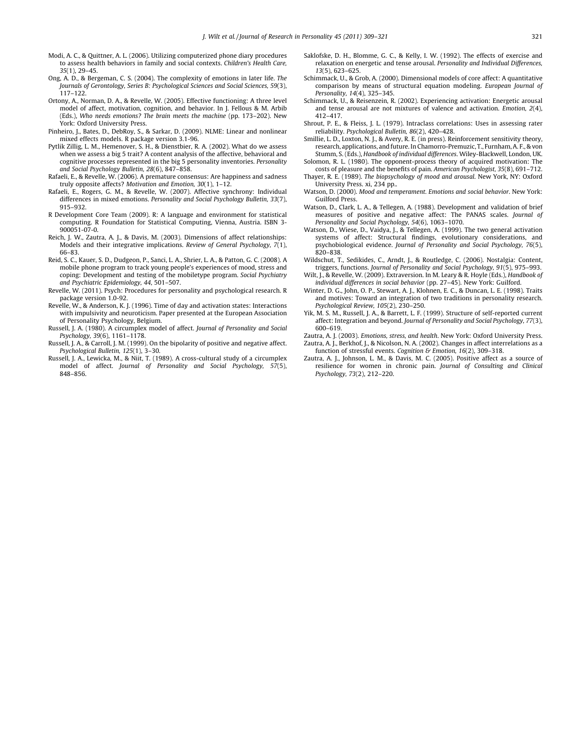Modi, A. C., & Quittner, A. L. (2006). Utilizing computerized phone diary procedures to assess health behaviors in family and social contexts. *Children's Health Care, 35*(1), 29–45.

Ong, A. D., & Bergeman, C. S. (2004). The complexity of emotions in later life. *The Journals of Gerontology, Series B: Psychological Sciences and Social Sciences, 59*(3), 117–122.

Ortony, A., Norman, D. A., & Revelle, W. (2005). Effective functioning: A three level model of affect, motivation, cognition, and behavior. In J. Fellous & M. Arbib (Eds.), *Who needs emotions? The brain meets the machine* (pp. 173–202). New York: Oxford University Press.

Pinheiro, J., Bates, D., DebRoy, S., & Sarkar, D. (2009). NLME: Linear and nonlinear mixed effects models. R package version 3.1-96.

Pytlik Zillig, L. M., Hemenover, S. H., & Dienstbier, R. A. (2002). What do we assess when we assess a big 5 trait? A content analysis of the affective, behavioral and cognitive processes represented in the big 5 personality inventories. *Personality and Social Psychology Bulletin, 28*(6), 847–858.

Rafaeli, E., & Revelle, W. (2006). A premature consensus: Are happiness and sadness truly opposite affects? *Motivation and Emotion, 30*(1), 1–12.

Rafaeli, E., Rogers, G. M., & Revelle, W. (2007). Affective synchrony: Individual differences in mixed emotions. *Personality and Social Psychology Bulletin, 33*(7), 915–932.

R Development Core Team (2009). R: A language and environment for statistical computing. R Foundation for Statistical Computing, Vienna, Austria. ISBN 3-900051-07-0.

Reich, J. W., Zautra, A. J., & Davis, M. (2003). Dimensions of affect relationships: Models and their integrative implications. *Review of General Psychology, 7*(1), 66–83.

Reid, S. C., Kauer, S. D., Dudgeon, P., Sanci, L. A., Shrier, L. A., & Patton, G. C. (2008). A mobile phone program to track young people's experiences of mood, stress and coping: Development and testing of the mobiletype program. *Social Psychiatry and Psychiatric Epidemiology, 44*, 501–507.

Revelle, W. (2011). Psych: Procedures for personality and psychological research. R package version 1.0-92.

Revelle, W., & Anderson, K. J. (1996). Time of day and activation states: Interactions with impulsivity and neuroticism. Paper presented at the European Association of Personality Psychology, Belgium.

Russell, J. A. (1980). A circumplex model of affect. *Journal of Personality and Social Psychology, 39*(6), 1161–1178.

Russell, J. A., & Carroll, J. M. (1999). On the bipolarity of positive and negative affect. *Psychological Bulletin, 125*(1), 3–30.

Russell, J. A., Lewicka, M., & Niit, T. (1989). A cross-cultural study of a circumplex model of affect. *Journal of Personality and Social Psychology, 57*(5), 848–856.

Saklofske, D. H., Blomme, G. C., & Kelly, I. W. (1992). The effects of exercise and relaxation on energetic and tense arousal. *Personality and Individual Differences, 13*(5), 623–625.

Schimmack, U., & Grob, A. (2000). Dimensional models of core affect: A quantitative comparison by means of structural equation modeling. *European Journal of Personality, 14*(4), 325–345.

Schimmack, U., & Reisenzein, R. (2002). Experiencing activation: Energetic arousal and tense arousal are not mixtures of valence and activation. *Emotion, 2*(4), 412–417.

Shrout, P. E., & Fleiss, J. L. (1979). Intraclass correlations: Uses in assessing rater reliability. *Psychological Bulletin, 86*(2), 420–428.

Smillie, L. D., Loxton, N. J., & Avery, R. E. (in press). Reinforcement sensitivity theory, research, applications, and future. In Chamorro-Premuzic, T., Furnham, A. F., & von Stumm, S. (Eds.), *Handbook of individual differences*. Wiley-Blackwell, London, UK.

Solomon, R. L. (1980). The opponent-process theory of acquired motivation: The costs of pleasure and the benefits of pain. *American Psychologist, 35*(8), 691–712.

Thayer, R. E. (1989). *The biopsychology of mood and arousal*. New York, NY: Oxford University Press. xi, 234 pp..

Watson, D. (2000). *Mood and temperament. Emotions and social behavior*. New York: Guilford Press.

Watson, D., Clark, L. A., & Tellegen, A. (1988). Development and validation of brief measures of positive and negative affect: The PANAS scales. *Journal of Personality and Social Psychology, 54*(6), 1063–1070.

Watson, D., Wiese, D., Vaidya, J., & Tellegen, A. (1999). The two general activation systems of affect: Structural findings, evolutionary considerations, and psychobiological evidence. *Journal of Personality and Social Psychology, 76*(5), 820–838.

Wildschut, T., Sedikides, C., Arndt, J., & Routledge, C. (2006). Nostalgia: Content, triggers, functions. *Journal of Personality and Social Psychology, 91*(5), 975–993.

Wilt, J., & Revelle, W. (2009). Extraversion. In M. Leary & R. Hoyle (Eds.), *Handbook of individual differences in social behavior* (pp. 27–45). New York: Guilford.

Winter, D. G., John, O. P., Stewart, A. J., Klohnen, E. C., & Duncan, L. E. (1998). Traits and motives: Toward an integration of two traditions in personality research. *Psychological Review, 105*(2), 230–250.

Yik, M. S. M., Russell, J. A., & Barrett, L. F. (1999). Structure of self-reported current affect: Integration and beyond. *Journal of Personality and Social Psychology, 77*(3), 600–619.

Zautra, A. J. (2003). *Emotions, stress, and health*. New York: Oxford University Press.

Zautra, A. J., Berkhof, J., & Nicolson, N. A. (2002). Changes in affect interrelations as a function of stressful events. *Cognition & Emotion, 16*(2), 309–318.

Zautra, A. J., Johnson, L. M., & Davis, M. C. (2005). Positive affect as a source of resilience for women in chronic pain. *Journal of Consulting and Clinical Psychology, 73*(2), 212–220.